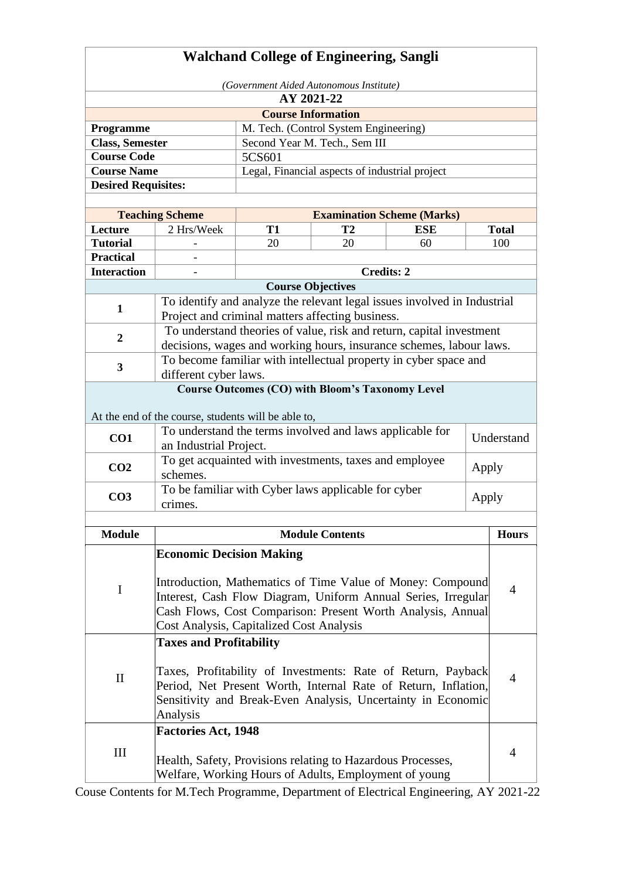# Walchand College of Engineering, Sangli

*(Government Aided Autonomous Institute)*

**AY 2021-22**

**Course Information**

| | |
|---|---|
| **Programme** | M. Tech. (Control System Engineering) |
| **Class, Semester** | Second Year M. Tech., Sem III |
| **Course Code** | 5CS601 |
| **Course Name** | Legal, Financial aspects of industrial project |
| **Desired Requisites:** | |

| **Teaching Scheme** | | **Examination Scheme (Marks)** | | | |
|---|---|---|---|---|---|
| **Lecture** | 2 Hrs/Week | **T1** | **T2** | **ESE** | **Total** |
| **Tutorial** | - | 20 | 20 | 60 | 100 |
| **Practical** | - | | | | |
| **Interaction** | - | **Credits: 2** | | | |

**Course Objectives**

| | |
|---|---|
| **1** | To identify and analyze the relevant legal issues involved in Industrial Project and criminal matters affecting business. |
| **2** | To understand theories of value, risk and return, capital investment decisions, wages and working hours, insurance schemes, labour laws. |
| **3** | To become familiar with intellectual property in cyber space and different cyber laws. |

**Course Outcomes (CO) with Bloom's Taxonomy Level**

At the end of the course, students will be able to,

| | | |
|---|---|---|
| **CO1** | To understand the terms involved and laws applicable for an Industrial Project. | Understand |
| **CO2** | To get acquainted with investments, taxes and employee schemes. | Apply |
| **CO3** | To be familiar with Cyber laws applicable for cyber crimes. | Apply |

| **Module** | **Module Contents** | **Hours** |
|---|---|---|
| I | **Economic Decision Making**<br><br>Introduction, Mathematics of Time Value of Money: Compound Interest, Cash Flow Diagram, Uniform Annual Series, Irregular Cash Flows, Cost Comparison: Present Worth Analysis, Annual Cost Analysis, Capitalized Cost Analysis | 4 |
| II | **Taxes and Profitability**<br><br>Taxes, Profitability of Investments: Rate of Return, Payback Period, Net Present Worth, Internal Rate of Return, Inflation, Sensitivity and Break-Even Analysis, Uncertainty in Economic Analysis | 4 |
| III | **Factories Act, 1948**<br><br>Health, Safety, Provisions relating to Hazardous Processes, Welfare, Working Hours of Adults, Employment of young | 4 |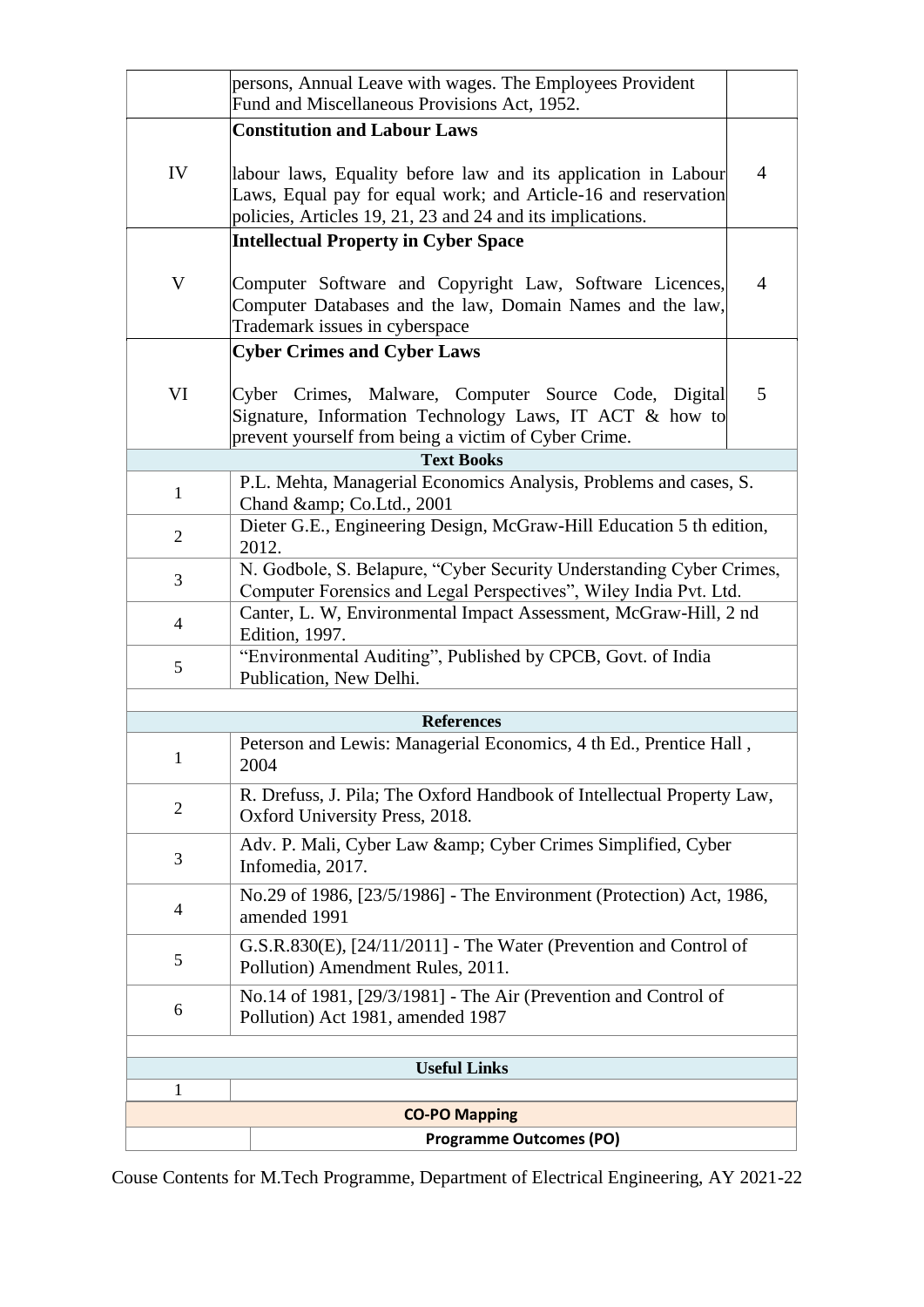|  |  |  |
|---|---|---|
|  | persons, Annual Leave with wages. The Employees Provident Fund and Miscellaneous Provisions Act, 1952. |  |
| IV | **Constitution and Labour Laws**<br><br>labour laws, Equality before law and its application in Labour Laws, Equal pay for equal work; and Article-16 and reservation policies, Articles 19, 21, 23 and 24 and its implications. | 4 |
| V | **Intellectual Property in Cyber Space**<br><br>Computer Software and Copyright Law, Software Licences, Computer Databases and the law, Domain Names and the law, Trademark issues in cyberspace | 4 |
| VI | **Cyber Crimes and Cyber Laws**<br><br>Cyber Crimes, Malware, Computer Source Code, Digital Signature, Information Technology Laws, IT ACT & how to prevent yourself from being a victim of Cyber Crime. | 5 |

| **Text Books** |  |
|---|---|
| 1 | P.L. Mehta, Managerial Economics Analysis, Problems and cases, S. Chand &amp; Co.Ltd., 2001 |
| 2 | Dieter G.E., Engineering Design, McGraw-Hill Education 5 th edition, 2012. |
| 3 | N. Godbole, S. Belapure, “Cyber Security Understanding Cyber Crimes, Computer Forensics and Legal Perspectives”, Wiley India Pvt. Ltd. |
| 4 | Canter, L. W, Environmental Impact Assessment, McGraw-Hill, 2 nd Edition, 1997. |
| 5 | “Environmental Auditing”, Published by CPCB, Govt. of India Publication, New Delhi. |

| **References** |  |
|---|---|
| 1 | Peterson and Lewis: Managerial Economics, 4 th Ed., Prentice Hall , 2004 |
| 2 | R. Drefuss, J. Pila; The Oxford Handbook of Intellectual Property Law, Oxford University Press, 2018. |
| 3 | Adv. P. Mali, Cyber Law &amp; Cyber Crimes Simplified, Cyber Infomedia, 2017. |
| 4 | No.29 of 1986, [23/5/1986] - The Environment (Protection) Act, 1986, amended 1991 |
| 5 | G.S.R.830(E), [24/11/2011] - The Water (Prevention and Control of Pollution) Amendment Rules, 2011. |
| 6 | No.14 of 1981, [29/3/1981] - The Air (Prevention and Control of Pollution) Act 1981, amended 1987 |

| **Useful Links** |  |
|---|---|
| 1 |  |

| **CO-PO Mapping** |  |
|---|---|
|  | **Programme Outcomes (PO)** |

Couse Contents for M.Tech Programme, Department of Electrical Engineering, AY 2021-22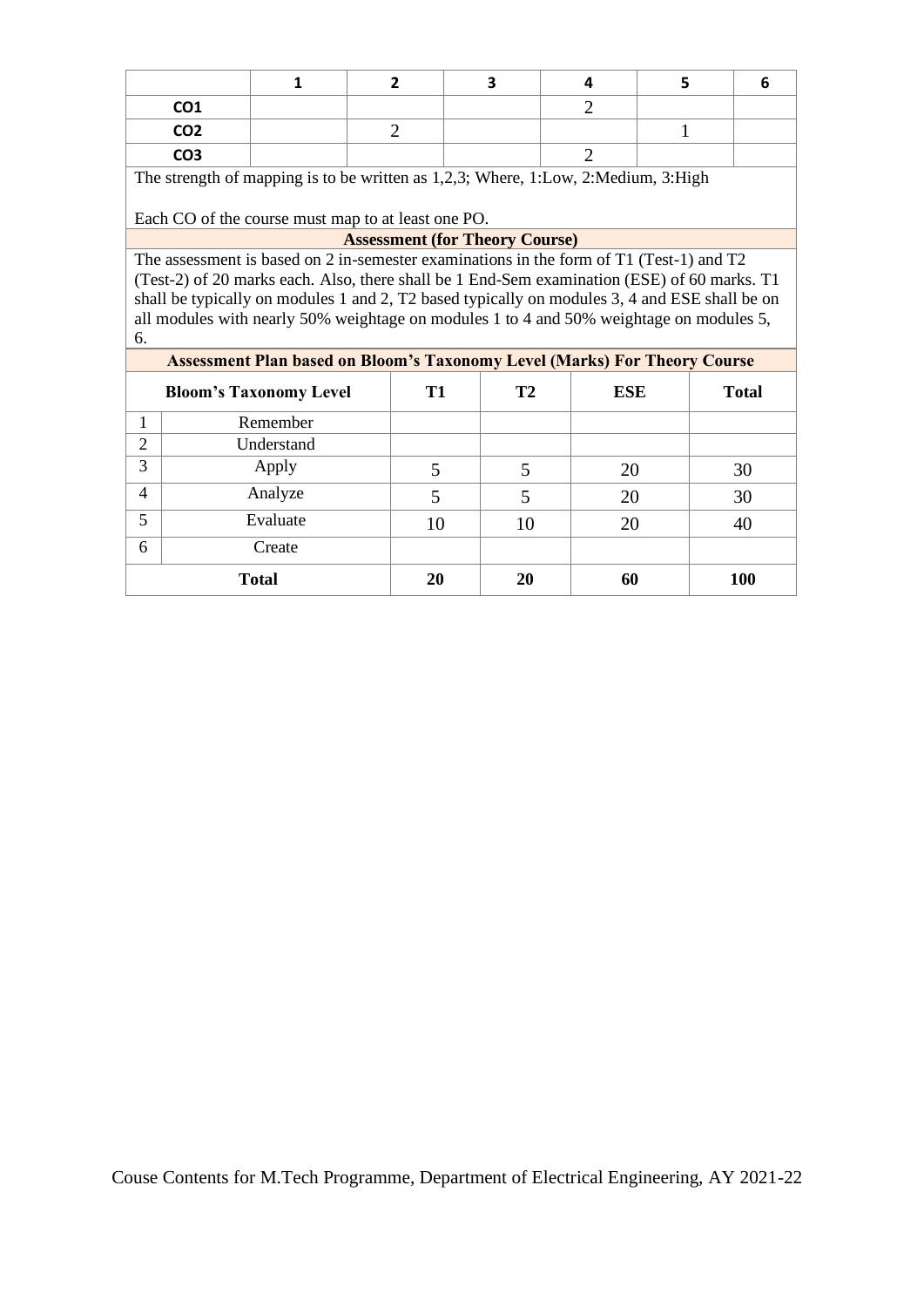|  | 1 | 2 | 3 | 4 | 5 | 6 |
|---|---|---|---|---|---|---|
| **CO1** |  |  |  | 2 |  |  |
| **CO2** |  | 2 |  |  | 1 |  |
| **CO3** |  |  |  | 2 |  |  |

The strength of mapping is to be written as 1,2,3; Where, 1:Low, 2:Medium, 3:High

Each CO of the course must map to at least one PO.

**Assessment (for Theory Course)**

The assessment is based on 2 in-semester examinations in the form of T1 (Test-1) and T2 (Test-2) of 20 marks each. Also, there shall be 1 End-Sem examination (ESE) of 60 marks. T1 shall be typically on modules 1 and 2, T2 based typically on modules 3, 4 and ESE shall be on all modules with nearly 50% weightage on modules 1 to 4 and 50% weightage on modules 5, 6.

**Assessment Plan based on Bloom's Taxonomy Level (Marks) For Theory Course**

| Bloom's Taxonomy Level |  | T1 | T2 | ESE | Total |
|---|---|---|---|---|---|
| 1 | Remember |  |  |  |  |
| 2 | Understand |  |  |  |  |
| 3 | Apply | 5 | 5 | 20 | 30 |
| 4 | Analyze | 5 | 5 | 20 | 30 |
| 5 | Evaluate | 10 | 10 | 20 | 40 |
| 6 | Create |  |  |  |  |
| **Total** |  | **20** | **20** | **60** | **100** |

Couse Contents for M.Tech Programme, Department of Electrical Engineering, AY 2021-22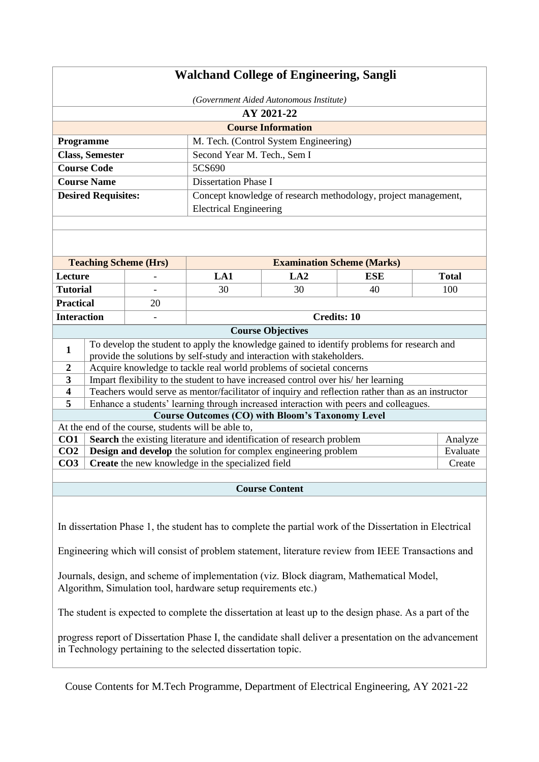# Walchand College of Engineering, Sangli

*(Government Aided Autonomous Institute)*

## AY 2021-22

### Course Information

| | |
|---|---|
| **Programme** | M. Tech. (Control System Engineering) |
| **Class, Semester** | Second Year M. Tech., Sem I |
| **Course Code** | 5CS690 |
| **Course Name** | Dissertation Phase I |
| **Desired Requisites:** | Concept knowledge of research methodology, project management, Electrical Engineering |

| **Teaching Scheme (Hrs)** | | **Examination Scheme (Marks)** | | | |
|---|---|---|---|---|---|
| **Lecture** | - | **LA1** | **LA2** | **ESE** | **Total** |
| **Tutorial** | - | 30 | 30 | 40 | 100 |
| **Practical** | 20 | | | | |
| **Interaction** | - | **Credits: 10** | | | |

### Course Objectives

| | |
|---|---|
| **1** | To develop the student to apply the knowledge gained to identify problems for research and provide the solutions by self-study and interaction with stakeholders. |
| **2** | Acquire knowledge to tackle real world problems of societal concerns |
| **3** | Impart flexibility to the student to have increased control over his/ her learning |
| **4** | Teachers would serve as mentor/facilitator of inquiry and reflection rather than as an instructor |
| **5** | Enhance a students' learning through increased interaction with peers and colleagues. |

### Course Outcomes (CO) with Bloom's Taxonomy Level

At the end of the course, students will be able to,

| | | |
|---|---|---|
| **CO1** | **Search** the existing literature and identification of research problem | Analyze |
| **CO2** | **Design and develop** the solution for complex engineering problem | Evaluate |
| **CO3** | **Create** the new knowledge in the specialized field | Create |

### Course Content

In dissertation Phase 1, the student has to complete the partial work of the Dissertation in Electrical Engineering which will consist of problem statement, literature review from IEEE Transactions and Journals, design, and scheme of implementation (viz. Block diagram, Mathematical Model, Algorithm, Simulation tool, hardware setup requirements etc.)

The student is expected to complete the dissertation at least up to the design phase. As a part of the progress report of Dissertation Phase I, the candidate shall deliver a presentation on the advancement in Technology pertaining to the selected dissertation topic.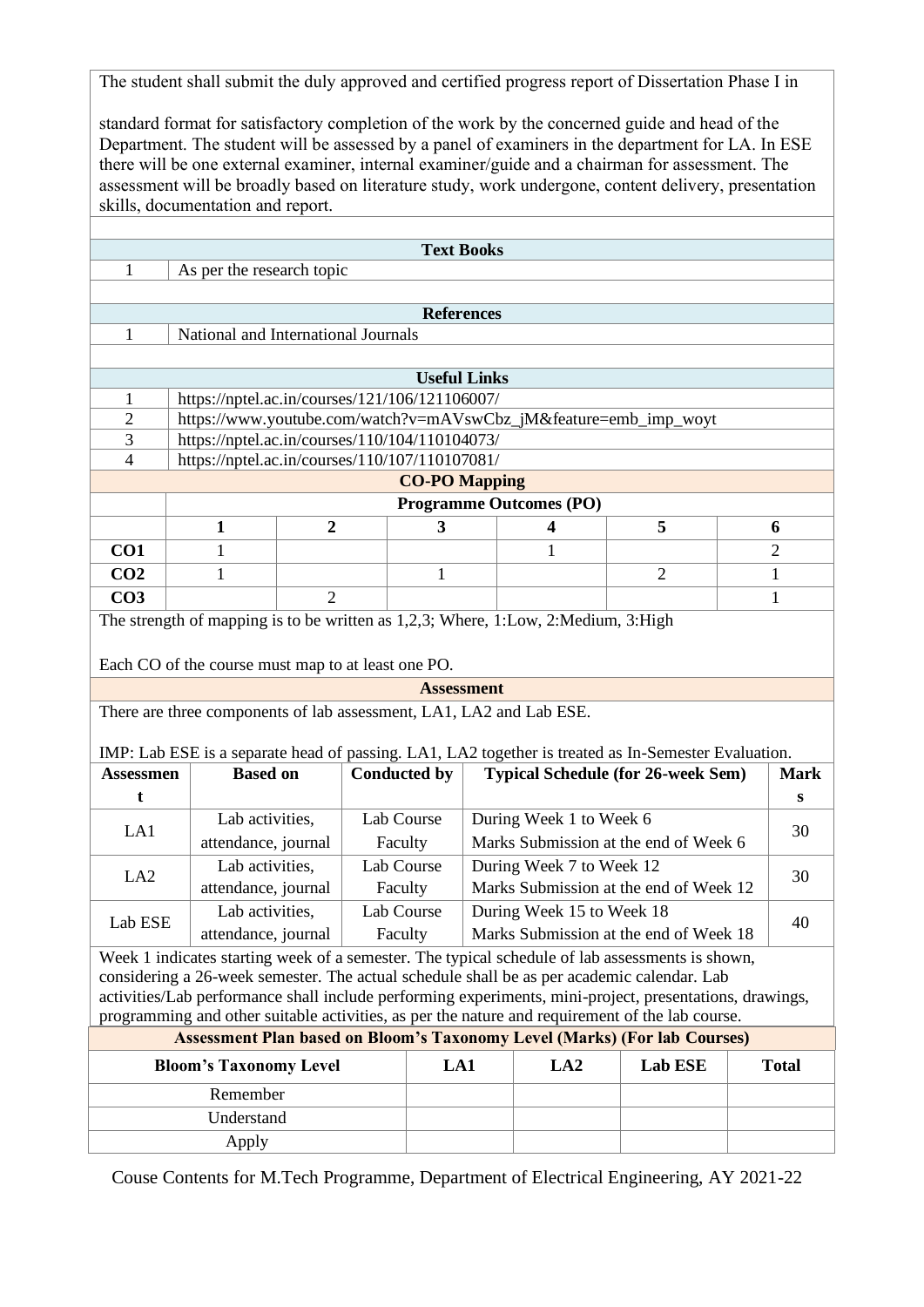The student shall submit the duly approved and certified progress report of Dissertation Phase I in

standard format for satisfactory completion of the work by the concerned guide and head of the Department. The student will be assessed by a panel of examiners in the department for LA. In ESE there will be one external examiner, internal examiner/guide and a chairman for assessment. The assessment will be broadly based on literature study, work undergone, content delivery, presentation skills, documentation and report.

### Text Books

| | |
|---|---|
| 1 | As per the research topic |

### References

| | |
|---|---|
| 1 | National and International Journals |

### Useful Links

| | |
|---|---|
| 1 | https://nptel.ac.in/courses/121/106/121106007/ |
| 2 | https://www.youtube.com/watch?v=mAVswCbz_jM&feature=emb_imp_woyt |
| 3 | https://nptel.ac.in/courses/110/104/110104073/ |
| 4 | https://nptel.ac.in/courses/110/107/110107081/ |

### CO-PO Mapping

| | Programme Outcomes (PO) | | | | | |
|---|---|---|---|---|---|---|
| | **1** | **2** | **3** | **4** | **5** | **6** |
| **CO1** | 1 | | | 1 | | 2 |
| **CO2** | 1 | | 1 | | 2 | 1 |
| **CO3** | | 2 | | | | 1 |

The strength of mapping is to be written as 1,2,3; Where, 1:Low, 2:Medium, 3:High

Each CO of the course must map to at least one PO.

### Assessment

There are three components of lab assessment, LA1, LA2 and Lab ESE.

IMP: Lab ESE is a separate head of passing. LA1, LA2 together is treated as In-Semester Evaluation.

| Assessment | Based on | Conducted by | Typical Schedule (for 26-week Sem) | Marks |
|---|---|---|---|---|
| LA1 | Lab activities, attendance, journal | Lab Course Faculty | During Week 1 to Week 6<br>Marks Submission at the end of Week 6 | 30 |
| LA2 | Lab activities, attendance, journal | Lab Course Faculty | During Week 7 to Week 12<br>Marks Submission at the end of Week 12 | 30 |
| Lab ESE | Lab activities, attendance, journal | Lab Course Faculty | During Week 15 to Week 18<br>Marks Submission at the end of Week 18 | 40 |

Week 1 indicates starting week of a semester. The typical schedule of lab assessments is shown, considering a 26-week semester. The actual schedule shall be as per academic calendar. Lab activities/Lab performance shall include performing experiments, mini-project, presentations, drawings, programming and other suitable activities, as per the nature and requirement of the lab course.

### Assessment Plan based on Bloom's Taxonomy Level (Marks) (For lab Courses)

| Bloom's Taxonomy Level | LA1 | LA2 | Lab ESE | Total |
|---|---|---|---|---|
| Remember | | | | |
| Understand | | | | |
| Apply | | | | |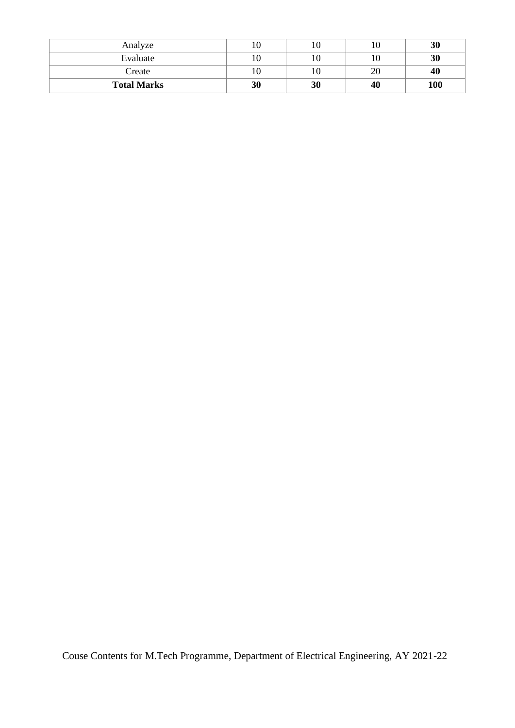| Analyze | 10 | 10 | 10 | **30** |
|---|---|---|---|---|
| Evaluate | 10 | 10 | 10 | **30** |
| Create | 10 | 10 | 20 | **40** |
| **Total Marks** | **30** | **30** | **40** | **100** |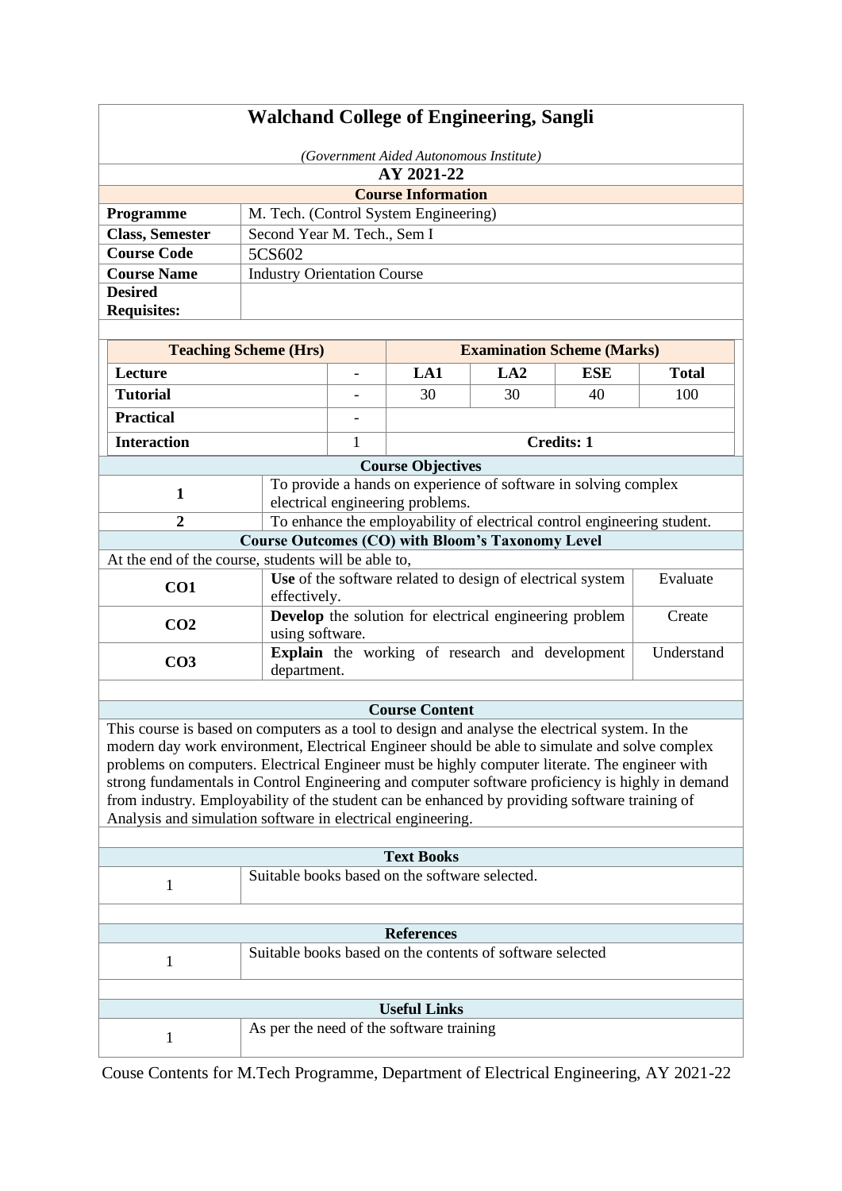# Walchand College of Engineering, Sangli

*(Government Aided Autonomous Institute)*

**AY 2021-22**

## Course Information

| | |
|---|---|
| **Programme** | M. Tech. (Control System Engineering) |
| **Class, Semester** | Second Year M. Tech., Sem I |
| **Course Code** | 5CS602 |
| **Course Name** | Industry Orientation Course |
| **Desired Requisites:** | |

| **Teaching Scheme (Hrs)** | | **Examination Scheme (Marks)** | | | |
|---|---|---|---|---|---|
| **Lecture** | - | **LA1** | **LA2** | **ESE** | **Total** |
| **Tutorial** | - | 30 | 30 | 40 | 100 |
| **Practical** | - | | | | |
| **Interaction** | 1 | **Credits: 1** | | | |

## Course Objectives

| | |
|---|---|
| **1** | To provide a hands on experience of software in solving complex electrical engineering problems. |
| **2** | To enhance the employability of electrical control engineering student. |

## Course Outcomes (CO) with Bloom's Taxonomy Level

At the end of the course, students will be able to,

| | | |
|---|---|---|
| **CO1** | **Use** of the software related to design of electrical system effectively. | Evaluate |
| **CO2** | **Develop** the solution for electrical engineering problem using software. | Create |
| **CO3** | **Explain** the working of research and development department. | Understand |

## Course Content

This course is based on computers as a tool to design and analyse the electrical system. In the modern day work environment, Electrical Engineer should be able to simulate and solve complex problems on computers. Electrical Engineer must be highly computer literate. The engineer with strong fundamentals in Control Engineering and computer software proficiency is highly in demand from industry. Employability of the student can be enhanced by providing software training of Analysis and simulation software in electrical engineering.

## Text Books

| | |
|---|---|
| 1 | Suitable books based on the software selected. |

## References

| | |
|---|---|
| 1 | Suitable books based on the contents of software selected |

## Useful Links

| | |
|---|---|
| 1 | As per the need of the software training |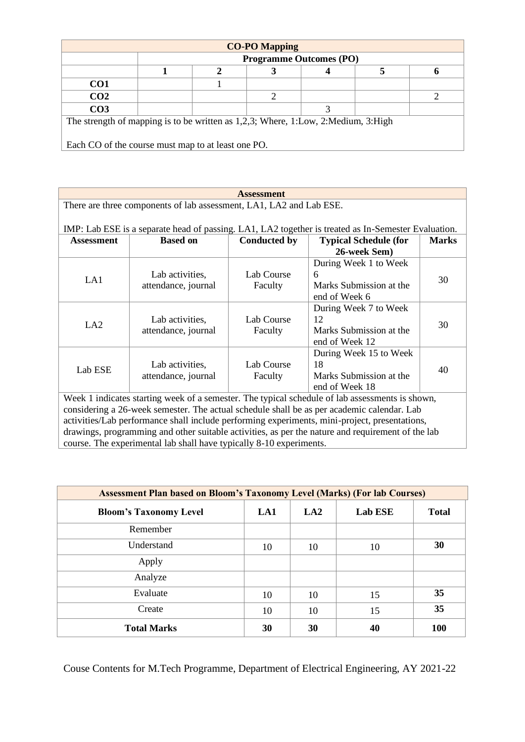| CO-PO Mapping | | | | | | |
|---|---|---|---|---|---|---|
| | Programme Outcomes (PO) | | | | | |
| | 1 | 2 | 3 | 4 | 5 | 6 |
| **CO1** | | 1 | | | | |
| **CO2** | | | 2 | | | 2 |
| **CO3** | | | | 3 | | |

The strength of mapping is to be written as 1,2,3; Where, 1:Low, 2:Medium, 3:High

Each CO of the course must map to at least one PO.

**Assessment**

There are three components of lab assessment, LA1, LA2 and Lab ESE.

IMP: Lab ESE is a separate head of passing. LA1, LA2 together is treated as In-Semester Evaluation.

| Assessment | Based on | Conducted by | Typical Schedule (for 26-week Sem) | Marks |
|---|---|---|---|---|
| LA1 | Lab activities, attendance, journal | Lab Course Faculty | During Week 1 to Week 6<br>Marks Submission at the end of Week 6 | 30 |
| LA2 | Lab activities, attendance, journal | Lab Course Faculty | During Week 7 to Week 12<br>Marks Submission at the end of Week 12 | 30 |
| Lab ESE | Lab activities, attendance, journal | Lab Course Faculty | During Week 15 to Week 18<br>Marks Submission at the end of Week 18 | 40 |

Week 1 indicates starting week of a semester. The typical schedule of lab assessments is shown, considering a 26-week semester. The actual schedule shall be as per academic calendar. Lab activities/Lab performance shall include performing experiments, mini-project, presentations, drawings, programming and other suitable activities, as per the nature and requirement of the lab course. The experimental lab shall have typically 8-10 experiments.

**Assessment Plan based on Bloom's Taxonomy Level (Marks) (For lab Courses)**

| Bloom's Taxonomy Level | LA1 | LA2 | Lab ESE | Total |
|---|---|---|---|---|
| Remember | | | | |
| Understand | 10 | 10 | 10 | **30** |
| Apply | | | | |
| Analyze | | | | |
| Evaluate | 10 | 10 | 15 | **35** |
| Create | 10 | 10 | 15 | **35** |
| **Total Marks** | **30** | **30** | **40** | **100** |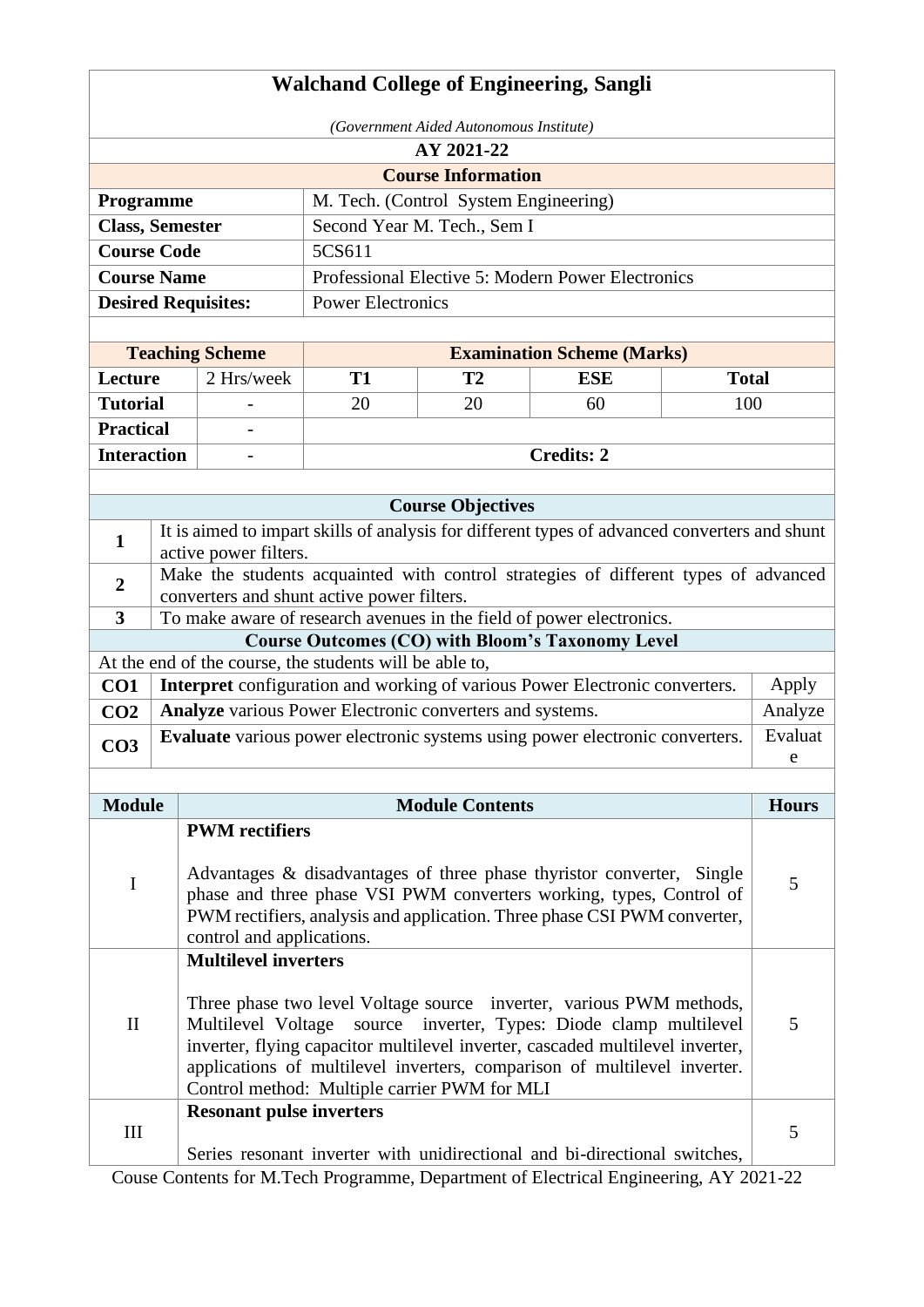# Walchand College of Engineering, Sangli

*(Government Aided Autonomous Institute)*

**AY 2021-22**

## Course Information

| | |
|---|---|
| **Programme** | M. Tech. (Control System Engineering) |
| **Class, Semester** | Second Year M. Tech., Sem I |
| **Course Code** | 5CS611 |
| **Course Name** | Professional Elective 5: Modern Power Electronics |
| **Desired Requisites:** | Power Electronics |

| Teaching Scheme | | Examination Scheme (Marks) | | | |
|---|---|---|---|---|---|
| **Lecture** | 2 Hrs/week | **T1** | **T2** | **ESE** | **Total** |
| **Tutorial** | - | 20 | 20 | 60 | 100 |
| **Practical** | - | | | | |
| **Interaction** | - | **Credits: 2** | | | |

## Course Objectives

| | |
|---|---|
| **1** | It is aimed to impart skills of analysis for different types of advanced converters and shunt active power filters. |
| **2** | Make the students acquainted with control strategies of different types of advanced converters and shunt active power filters. |
| **3** | To make aware of research avenues in the field of power electronics. |

## Course Outcomes (CO) with Bloom's Taxonomy Level

At the end of the course, the students will be able to,

| | | |
|---|---|---|
| **CO1** | **Interpret** configuration and working of various Power Electronic converters. | Apply |
| **CO2** | **Analyze** various Power Electronic converters and systems. | Analyze |
| **CO3** | **Evaluate** various power electronic systems using power electronic converters. | Evaluate |

| Module | Module Contents | Hours |
|---|---|---|
| I | **PWM rectifiers**<br><br>Advantages & disadvantages of three phase thyristor converter, Single phase and three phase VSI PWM converters working, types, Control of PWM rectifiers, analysis and application. Three phase CSI PWM converter, control and applications. | 5 |
| II | **Multilevel inverters**<br><br>Three phase two level Voltage source inverter, various PWM methods, Multilevel Voltage source inverter, Types: Diode clamp multilevel inverter, flying capacitor multilevel inverter, cascaded multilevel inverter, applications of multilevel inverters, comparison of multilevel inverter. Control method: Multiple carrier PWM for MLI | 5 |
| III | **Resonant pulse inverters**<br><br>Series resonant inverter with unidirectional and bi-directional switches, | 5 |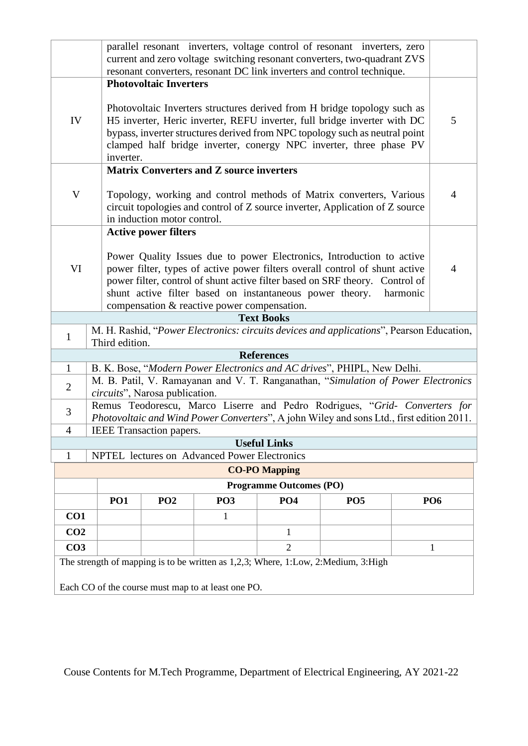| | | |
|---|---|---|
| | parallel resonant inverters, voltage control of resonant inverters, zero current and zero voltage switching resonant converters, two-quadrant ZVS resonant converters, resonant DC link inverters and control technique. | |
| IV | **Photovoltaic Inverters**<br><br>Photovoltaic Inverters structures derived from H bridge topology such as H5 inverter, Heric inverter, REFU inverter, full bridge inverter with DC bypass, inverter structures derived from NPC topology such as neutral point clamped half bridge inverter, conergy NPC inverter, three phase PV inverter. | 5 |
| V | **Matrix Converters and Z source inverters**<br><br>Topology, working and control methods of Matrix converters, Various circuit topologies and control of Z source inverter, Application of Z source in induction motor control. | 4 |
| VI | **Active power filters**<br><br>Power Quality Issues due to power Electronics, Introduction to active power filter, types of active power filters overall control of shunt active power filter, control of shunt active filter based on SRF theory. Control of shunt active filter based on instantaneous power theory. harmonic compensation & reactive power compensation. | 4 |

| **Text Books** | |
|---|---|
| 1 | M. H. Rashid, "*Power Electronics: circuits devices and applications*", Pearson Education, Third edition. |

| **References** | |
|---|---|
| 1 | B. K. Bose, "*Modern Power Electronics and AC drives*", PHIPL, New Delhi. |
| 2 | M. B. Patil, V. Ramayanan and V. T. Ranganathan, "*Simulation of Power Electronics circuits*", Narosa publication. |
| 3 | Remus Teodorescu, Marco Liserre and Pedro Rodrigues, "*Grid- Converters for Photovoltaic and Wind Power Converters*", A john Wiley and sons Ltd., first edition 2011. |
| 4 | IEEE Transaction papers. |

| **Useful Links** | |
|---|---|
| 1 | NPTEL lectures on Advanced Power Electronics |

**CO-PO Mapping**

| | **Programme Outcomes (PO)** | | | | | |
|---|---|---|---|---|---|---|
| | **PO1** | **PO2** | **PO3** | **PO4** | **PO5** | **PO6** |
| **CO1** | | | 1 | | | |
| **CO2** | | | | 1 | | |
| **CO3** | | | | 2 | | 1 |

The strength of mapping is to be written as 1,2,3; Where, 1:Low, 2:Medium, 3:High

Each CO of the course must map to at least one PO.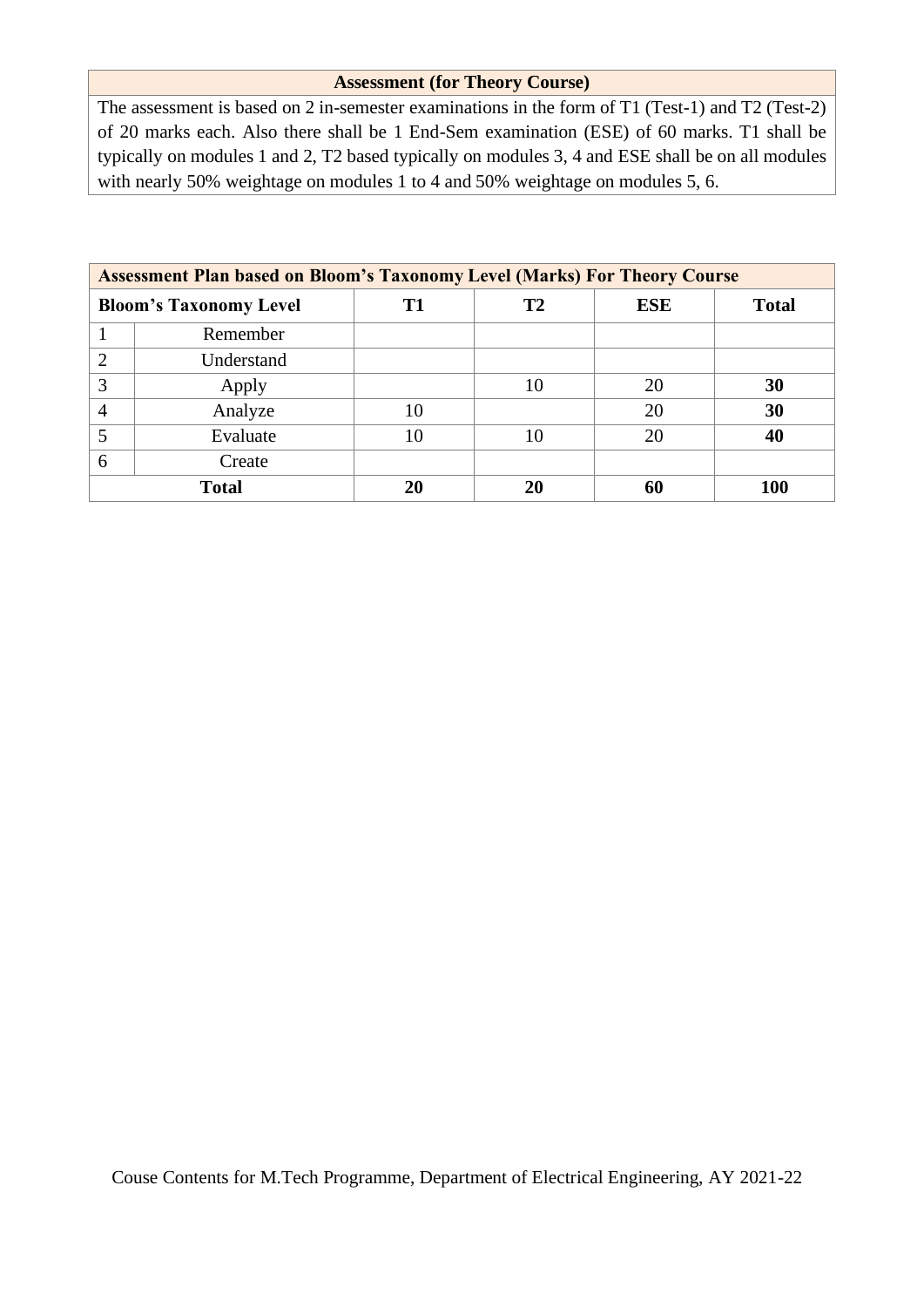| Assessment (for Theory Course) |
|---|
| The assessment is based on 2 in-semester examinations in the form of T1 (Test-1) and T2 (Test-2) of 20 marks each. Also there shall be 1 End-Sem examination (ESE) of 60 marks. T1 shall be typically on modules 1 and 2, T2 based typically on modules 3, 4 and ESE shall be on all modules with nearly 50% weightage on modules 1 to 4 and 50% weightage on modules 5, 6. |

| **Assessment Plan based on Bloom's Taxonomy Level (Marks) For Theory Course** | | | | | |
|---|---|---|---|---|---|
| **Bloom's Taxonomy Level** | | **T1** | **T2** | **ESE** | **Total** |
| 1 | Remember | | | | |
| 2 | Understand | | | | |
| 3 | Apply | | 10 | 20 | **30** |
| 4 | Analyze | 10 | | 20 | **30** |
| 5 | Evaluate | 10 | 10 | 20 | **40** |
| 6 | Create | | | | |
| **Total** | | **20** | **20** | **60** | **100** |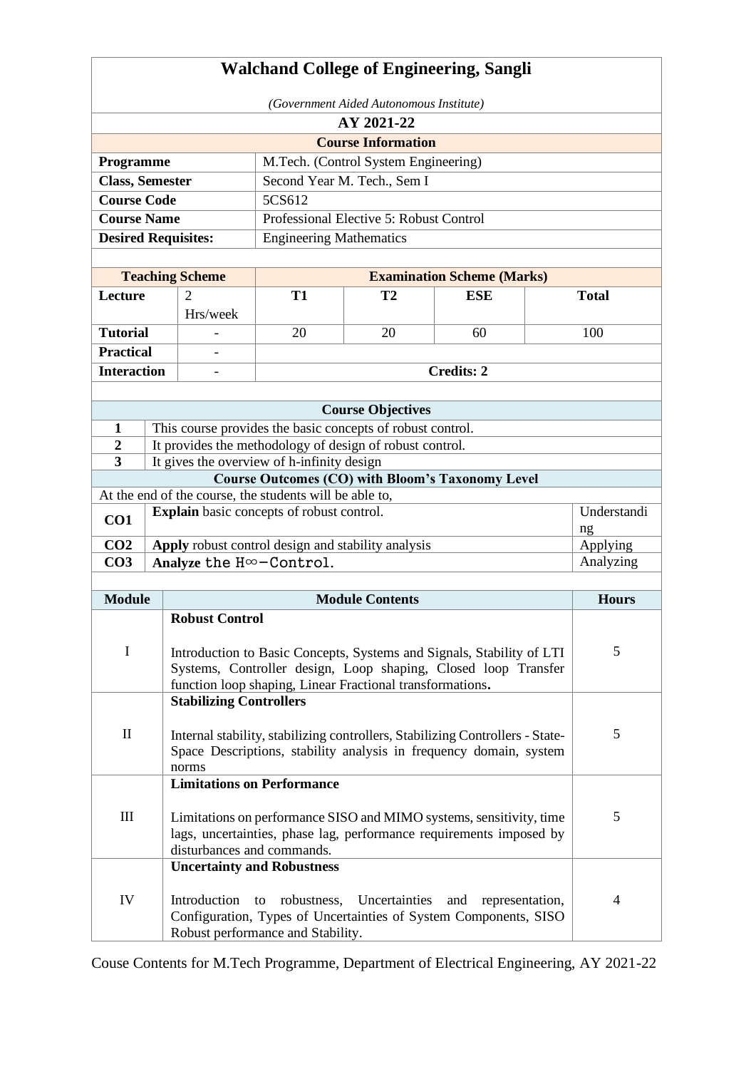# Walchand College of Engineering, Sangli

*(Government Aided Autonomous Institute)*

**AY 2021-22**

**Course Information**

| | |
|---|---|
| **Programme** | M.Tech. (Control System Engineering) |
| **Class, Semester** | Second Year M. Tech., Sem I |
| **Course Code** | 5CS612 |
| **Course Name** | Professional Elective 5: Robust Control |
| **Desired Requisites:** | Engineering Mathematics |

| Teaching Scheme | | Examination Scheme (Marks) | | | |
|---|---|---|---|---|---|
| **Lecture** | 2 Hrs/week | **T1** | **T2** | **ESE** | **Total** |
| **Tutorial** | - | 20 | 20 | 60 | 100 |
| **Practical** | - | | | | |
| **Interaction** | - | **Credits: 2** | | | |

**Course Objectives**

| | |
|---|---|
| **1** | This course provides the basic concepts of robust control. |
| **2** | It provides the methodology of design of robust control. |
| **3** | It gives the overview of h-infinity design |

**Course Outcomes (CO) with Bloom's Taxonomy Level**

At the end of the course, the students will be able to,

| | | |
|---|---|---|
| **CO1** | **Explain** basic concepts of robust control. | Understanding |
| **CO2** | **Apply** robust control design and stability analysis | Applying |
| **CO3** | **Analyze** the $H\infty$−Control. | Analyzing |

| Module | Module Contents | Hours |
|---|---|---|
| I | **Robust Control**<br><br>Introduction to Basic Concepts, Systems and Signals, Stability of LTI Systems, Controller design, Loop shaping, Closed loop Transfer function loop shaping, Linear Fractional transformations**.** | 5 |
| II | **Stabilizing Controllers**<br><br>Internal stability, stabilizing controllers, Stabilizing Controllers - State-Space Descriptions, stability analysis in frequency domain, system norms | 5 |
| III | **Limitations on Performance**<br><br>Limitations on performance SISO and MIMO systems, sensitivity, time lags, uncertainties, phase lag, performance requirements imposed by disturbances and commands. | 5 |
| IV | **Uncertainty and Robustness**<br><br>Introduction to robustness, Uncertainties and representation, Configuration, Types of Uncertainties of System Components, SISO Robust performance and Stability. | 4 |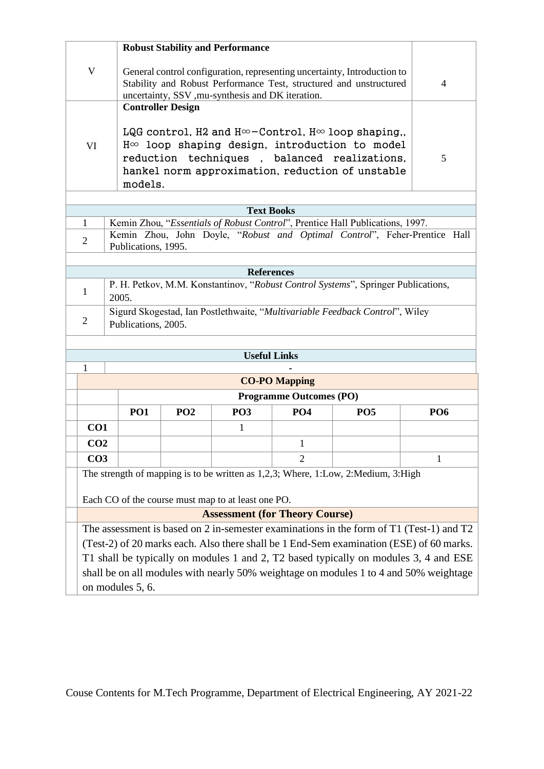| | | |
|---|---|---|
| V | **Robust Stability and Performance**<br><br>General control configuration, representing uncertainty, Introduction to Stability and Robust Performance Test, structured and unstructured uncertainty, SSV ,mu-synthesis and DK iteration. | 4 |
| VI | **Controller Design**<br><br>LQG control, H2 and H∞−Control, H∞ loop shaping,, H∞ loop shaping design, introduction to model reduction techniques , balanced realizations, hankel norm approximation, reduction of unstable models. | 5 |

| **Text Books** | |
|---|---|
| 1 | Kemin Zhou, "*Essentials of Robust Control*", Prentice Hall Publications, 1997. |
| 2 | Kemin Zhou, John Doyle, "*Robust and Optimal Control*", Feher-Prentice Hall Publications, 1995. |

| **References** | |
|---|---|
| 1 | P. H. Petkov, M.M. Konstantinov, "*Robust Control Systems*", Springer Publications, 2005. |
| 2 | Sigurd Skogestad, Ian Postlethwaite, "*Multivariable Feedback Control*", Wiley Publications, 2005. |

| **Useful Links** | |
|---|---|
| 1 | - |

**CO-PO Mapping**

| | Programme Outcomes (PO) | | | | | |
|---|---|---|---|---|---|---|
| | **PO1** | **PO2** | **PO3** | **PO4** | **PO5** | **PO6** |
| **CO1** | | | 1 | | | |
| **CO2** | | | | 1 | | |
| **CO3** | | | | 2 | | 1 |

The strength of mapping is to be written as 1,2,3; Where, 1:Low, 2:Medium, 3:High

Each CO of the course must map to at least one PO.

**Assessment (for Theory Course)**

The assessment is based on 2 in-semester examinations in the form of T1 (Test-1) and T2 (Test-2) of 20 marks each. Also there shall be 1 End-Sem examination (ESE) of 60 marks. T1 shall be typically on modules 1 and 2, T2 based typically on modules 3, 4 and ESE shall be on all modules with nearly 50% weightage on modules 1 to 4 and 50% weightage on modules 5, 6.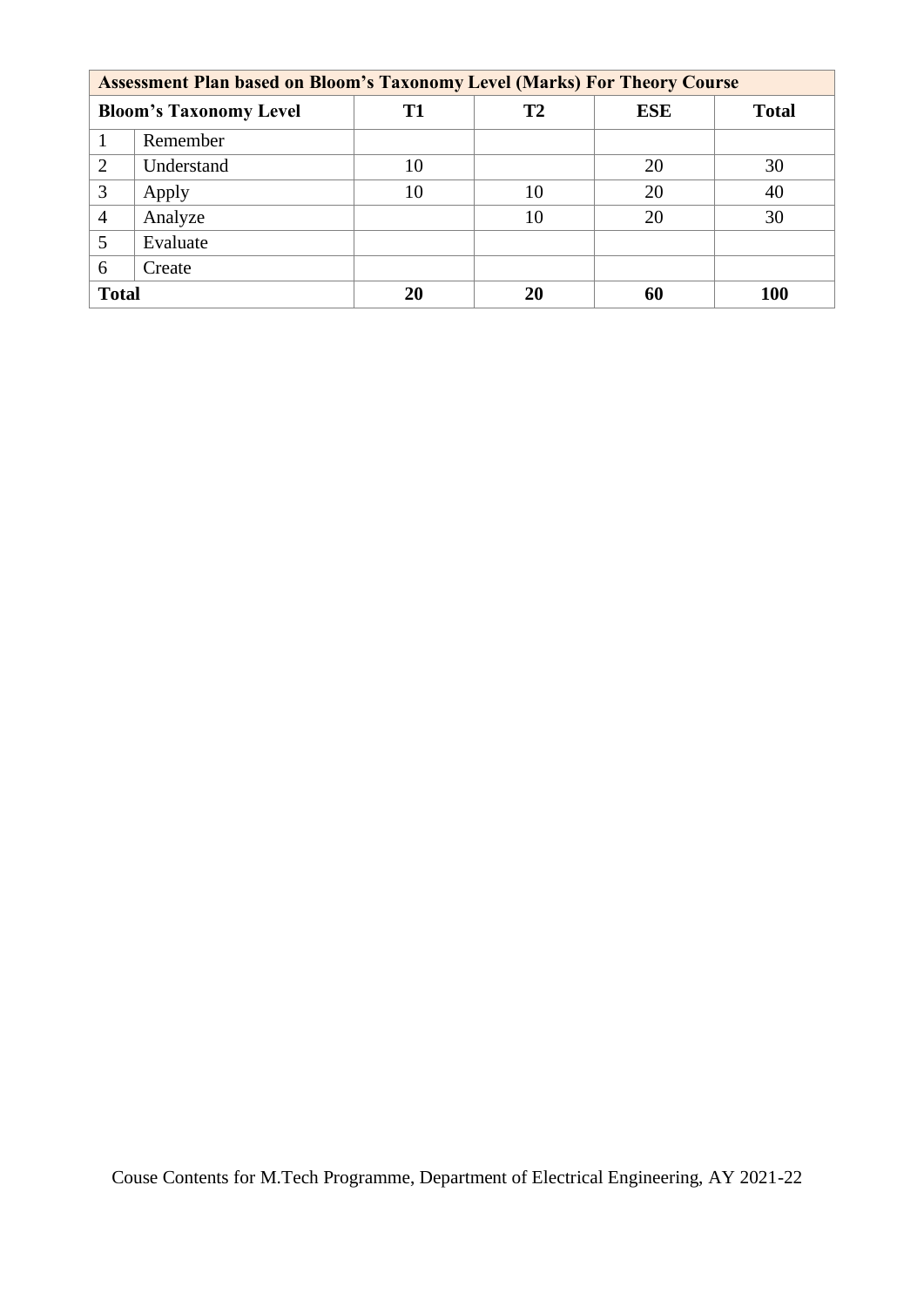| Assessment Plan based on Bloom's Taxonomy Level (Marks) For Theory Course | | | | | |
|---|---|---|---|---|---|
| **Bloom's Taxonomy Level** | | **T1** | **T2** | **ESE** | **Total** |
| 1 | Remember | | | | |
| 2 | Understand | 10 | | 20 | 30 |
| 3 | Apply | 10 | 10 | 20 | 40 |
| 4 | Analyze | | 10 | 20 | 30 |
| 5 | Evaluate | | | | |
| 6 | Create | | | | |
| **Total** | | **20** | **20** | **60** | **100** |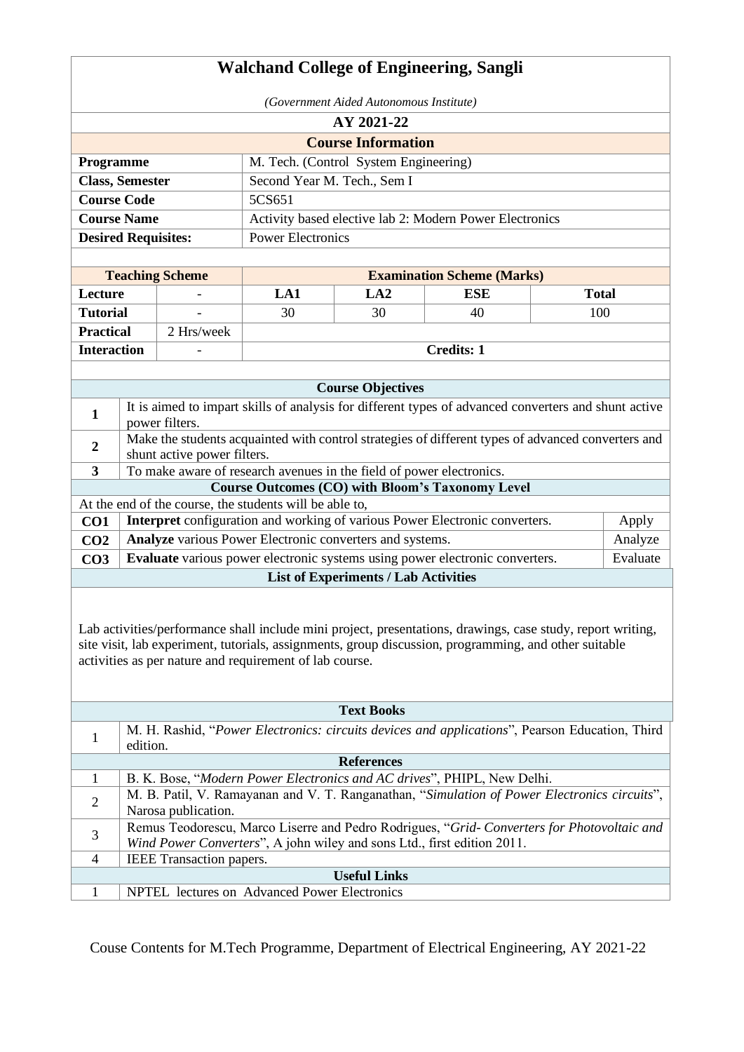# Walchand College of Engineering, Sangli

*(Government Aided Autonomous Institute)*

**AY 2021-22**

## Course Information

| | |
|---|---|
| **Programme** | M. Tech. (Control System Engineering) |
| **Class, Semester** | Second Year M. Tech., Sem I |
| **Course Code** | 5CS651 |
| **Course Name** | Activity based elective lab 2: Modern Power Electronics |
| **Desired Requisites:** | Power Electronics |

| Teaching Scheme | | Examination Scheme (Marks) | | | |
|---|---|---|---|---|---|
| **Lecture** | - | **LA1** | **LA2** | **ESE** | **Total** |
| **Tutorial** | - | 30 | 30 | 40 | 100 |
| **Practical** | 2 Hrs/week | | | | |
| **Interaction** | - | **Credits: 1** | | | |

## Course Objectives

| | |
|---|---|
| **1** | It is aimed to impart skills of analysis for different types of advanced converters and shunt active power filters. |
| **2** | Make the students acquainted with control strategies of different types of advanced converters and shunt active power filters. |
| **3** | To make aware of research avenues in the field of power electronics. |

## Course Outcomes (CO) with Bloom's Taxonomy Level

At the end of the course, the students will be able to,

| | | |
|---|---|---|
| **CO1** | **Interpret** configuration and working of various Power Electronic converters. | Apply |
| **CO2** | **Analyze** various Power Electronic converters and systems. | Analyze |
| **CO3** | **Evaluate** various power electronic systems using power electronic converters. | Evaluate |

## List of Experiments / Lab Activities

Lab activities/performance shall include mini project, presentations, drawings, case study, report writing, site visit, lab experiment, tutorials, assignments, group discussion, programming, and other suitable activities as per nature and requirement of lab course.

## Text Books

1. M. H. Rashid, "*Power Electronics: circuits devices and applications*", Pearson Education, Third edition.

## References

1. B. K. Bose, "*Modern Power Electronics and AC drives*", PHIPL, New Delhi.
2. M. B. Patil, V. Ramayanan and V. T. Ranganathan, "*Simulation of Power Electronics circuits*", Narosa publication.
3. Remus Teodorescu, Marco Liserre and Pedro Rodrigues, "*Grid- Converters for Photovoltaic and Wind Power Converters*", A john wiley and sons Ltd., first edition 2011.
4. IEEE Transaction papers.

## Useful Links

1. NPTEL lectures on Advanced Power Electronics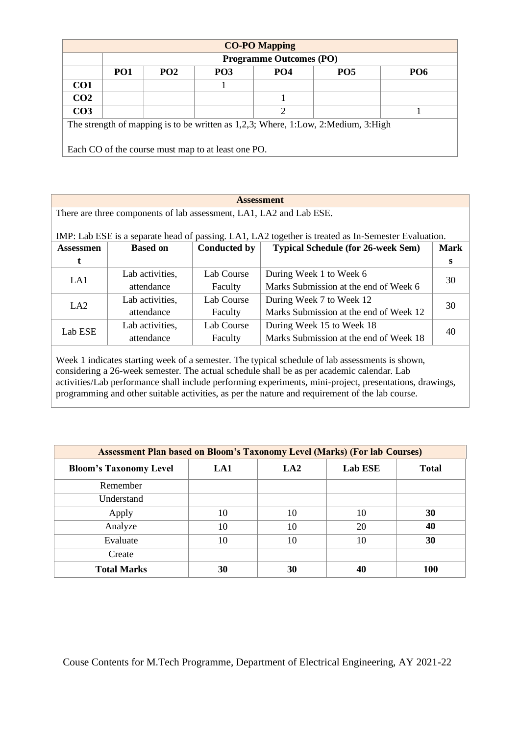| CO-PO Mapping | | | | | | |
|---|---|---|---|---|---|---|
| | **Programme Outcomes (PO)** | | | | | |
| | **PO1** | **PO2** | **PO3** | **PO4** | **PO5** | **PO6** |
| **CO1** | | | 1 | | | |
| **CO2** | | | | 1 | | |
| **CO3** | | | | 2 | | 1 |

The strength of mapping is to be written as 1,2,3; Where, 1:Low, 2:Medium, 3:High

Each CO of the course must map to at least one PO.

**Assessment**

There are three components of lab assessment, LA1, LA2 and Lab ESE.

IMP: Lab ESE is a separate head of passing. LA1, LA2 together is treated as In-Semester Evaluation.

| Assessment | Based on | Conducted by | Typical Schedule (for 26-week Sem) | Marks |
|---|---|---|---|---|
| LA1 | Lab activities, attendance | Lab Course Faculty | During Week 1 to Week 6<br>Marks Submission at the end of Week 6 | 30 |
| LA2 | Lab activities, attendance | Lab Course Faculty | During Week 7 to Week 12<br>Marks Submission at the end of Week 12 | 30 |
| Lab ESE | Lab activities, attendance | Lab Course Faculty | During Week 15 to Week 18<br>Marks Submission at the end of Week 18 | 40 |

Week 1 indicates starting week of a semester. The typical schedule of lab assessments is shown, considering a 26-week semester. The actual schedule shall be as per academic calendar. Lab activities/Lab performance shall include performing experiments, mini-project, presentations, drawings, programming and other suitable activities, as per the nature and requirement of the lab course.

| Assessment Plan based on Bloom's Taxonomy Level (Marks) (For lab Courses) | | | | |
|---|---|---|---|---|
| **Bloom's Taxonomy Level** | **LA1** | **LA2** | **Lab ESE** | **Total** |
| Remember | | | | |
| Understand | | | | |
| Apply | 10 | 10 | 10 | **30** |
| Analyze | 10 | 10 | 20 | **40** |
| Evaluate | 10 | 10 | 10 | **30** |
| Create | | | | |
| **Total Marks** | **30** | **30** | **40** | **100** |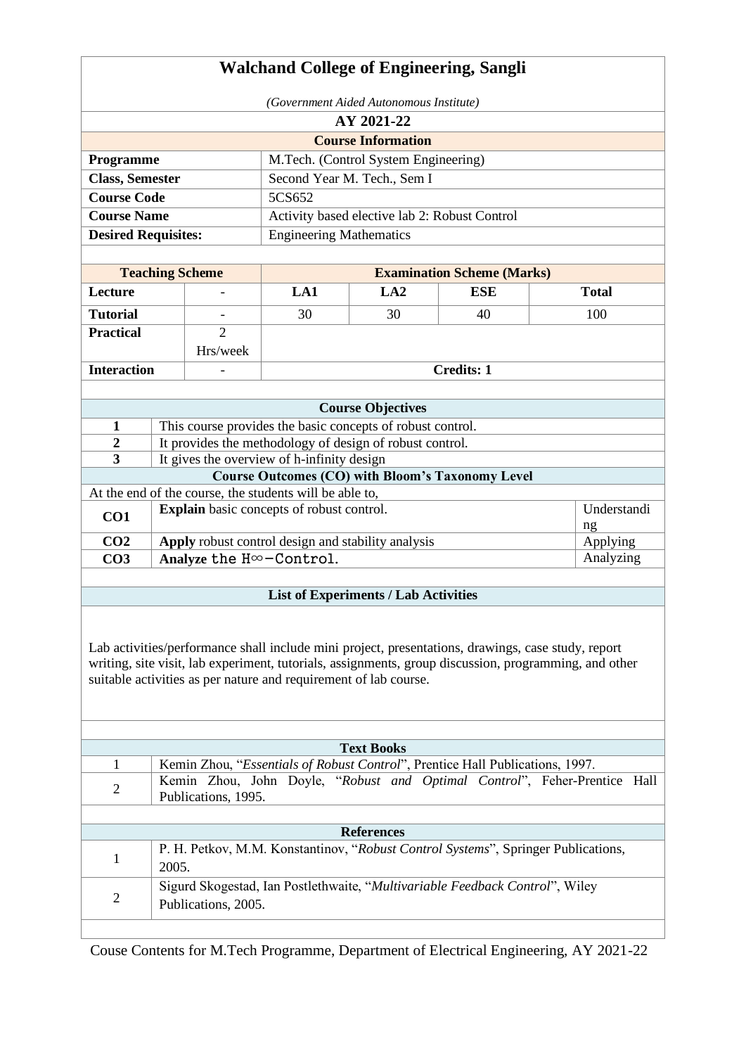# Walchand College of Engineering, Sangli

*(Government Aided Autonomous Institute)*

## AY 2021-22

### Course Information

| | |
|---|---|
| **Programme** | M.Tech. (Control System Engineering) |
| **Class, Semester** | Second Year M. Tech., Sem I |
| **Course Code** | 5CS652 |
| **Course Name** | Activity based elective lab 2: Robust Control |
| **Desired Requisites:** | Engineering Mathematics |

| Teaching Scheme | | Examination Scheme (Marks) | | | |
|---|---|---|---|---|---|
| **Lecture** | - | **LA1** | **LA2** | **ESE** | **Total** |
| **Tutorial** | - | 30 | 30 | 40 | 100 |
| **Practical** | 2 Hrs/week | | | | |
| **Interaction** | - | **Credits: 1** | | | |

### Course Objectives

| | |
|---|---|
| **1** | This course provides the basic concepts of robust control. |
| **2** | It provides the methodology of design of robust control. |
| **3** | It gives the overview of h-infinity design |

### Course Outcomes (CO) with Bloom's Taxonomy Level

At the end of the course, the students will be able to,

| | | |
|---|---|---|
| **CO1** | **Explain** basic concepts of robust control. | Understanding |
| **CO2** | **Apply** robust control design and stability analysis | Applying |
| **CO3** | **Analyze** the $H\infty$−Control. | Analyzing |

### List of Experiments / Lab Activities

Lab activities/performance shall include mini project, presentations, drawings, case study, report writing, site visit, lab experiment, tutorials, assignments, group discussion, programming, and other suitable activities as per nature and requirement of lab course.

### Text Books

| | |
|---|---|
| 1 | Kemin Zhou, "*Essentials of Robust Control*", Prentice Hall Publications, 1997. |
| 2 | Kemin Zhou, John Doyle, "*Robust and Optimal Control*", Feher-Prentice Hall Publications, 1995. |

### References

| | |
|---|---|
| 1 | P. H. Petkov, M.M. Konstantinov, "*Robust Control Systems*", Springer Publications, 2005. |
| 2 | Sigurd Skogestad, Ian Postlethwaite, "*Multivariable Feedback Control*", Wiley Publications, 2005. |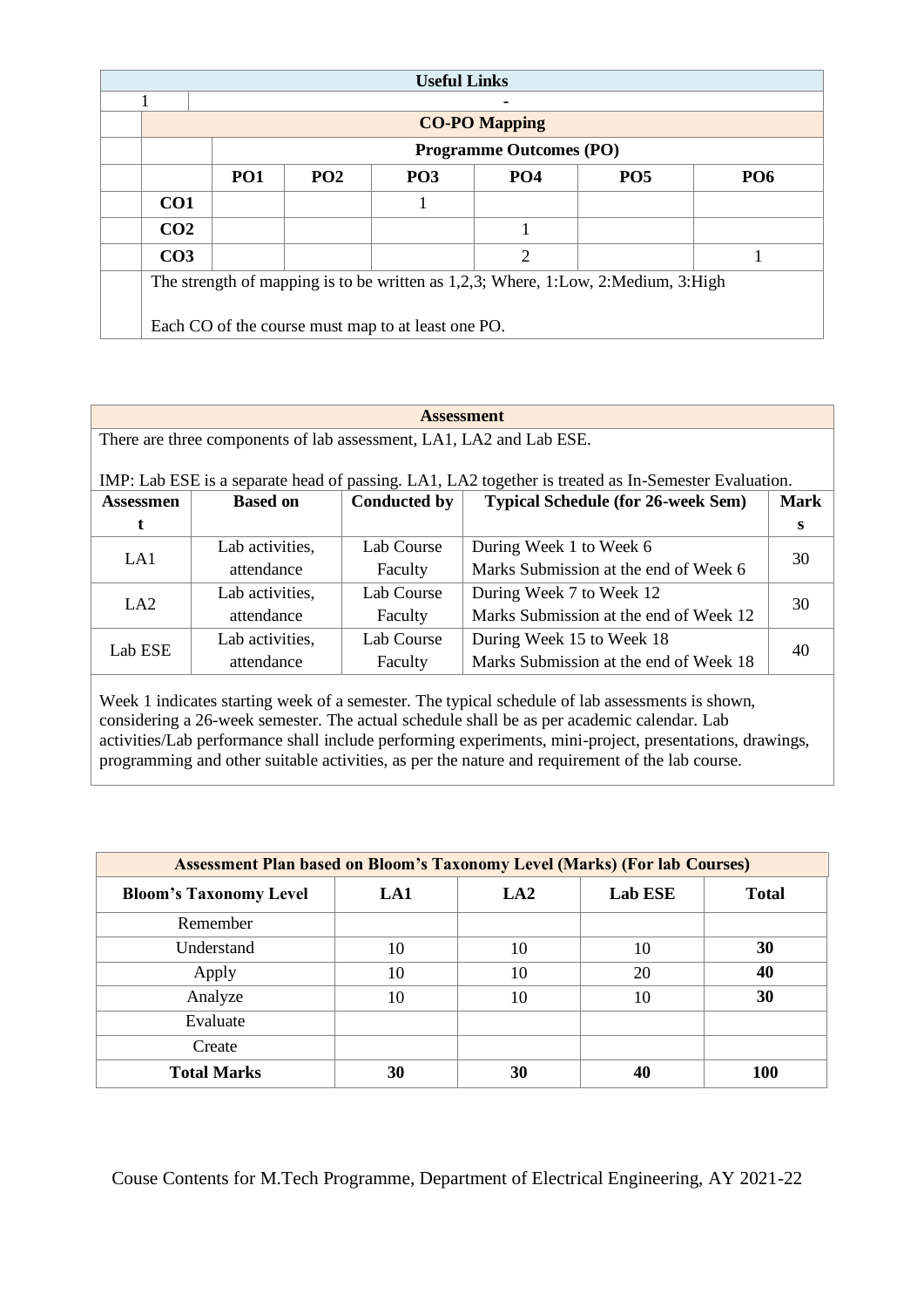| Useful Links | |
|---|---|
| 1 | - |

**CO-PO Mapping**

| | Programme Outcomes (PO) | | | | | |
|---|---|---|---|---|---|---|
| | PO1 | PO2 | PO3 | PO4 | PO5 | PO6 |
| CO1 | | | 1 | | | |
| CO2 | | | | 1 | | |
| CO3 | | | | 2 | | 1 |

The strength of mapping is to be written as 1,2,3; Where, 1:Low, 2:Medium, 3:High

Each CO of the course must map to at least one PO.

**Assessment**

There are three components of lab assessment, LA1, LA2 and Lab ESE.

IMP: Lab ESE is a separate head of passing. LA1, LA2 together is treated as In-Semester Evaluation.

| Assessment | Based on | Conducted by | Typical Schedule (for 26-week Sem) | Marks |
|---|---|---|---|---|
| LA1 | Lab activities, attendance | Lab Course Faculty | During Week 1 to Week 6<br>Marks Submission at the end of Week 6 | 30 |
| LA2 | Lab activities, attendance | Lab Course Faculty | During Week 7 to Week 12<br>Marks Submission at the end of Week 12 | 30 |
| Lab ESE | Lab activities, attendance | Lab Course Faculty | During Week 15 to Week 18<br>Marks Submission at the end of Week 18 | 40 |

Week 1 indicates starting week of a semester. The typical schedule of lab assessments is shown, considering a 26-week semester. The actual schedule shall be as per academic calendar. Lab activities/Lab performance shall include performing experiments, mini-project, presentations, drawings, programming and other suitable activities, as per the nature and requirement of the lab course.

**Assessment Plan based on Bloom's Taxonomy Level (Marks) (For lab Courses)**

| Bloom's Taxonomy Level | LA1 | LA2 | Lab ESE | Total |
|---|---|---|---|---|
| Remember | | | | |
| Understand | 10 | 10 | 10 | **30** |
| Apply | 10 | 10 | 20 | **40** |
| Analyze | 10 | 10 | 10 | **30** |
| Evaluate | | | | |
| Create | | | | |
| **Total Marks** | **30** | **30** | **40** | **100** |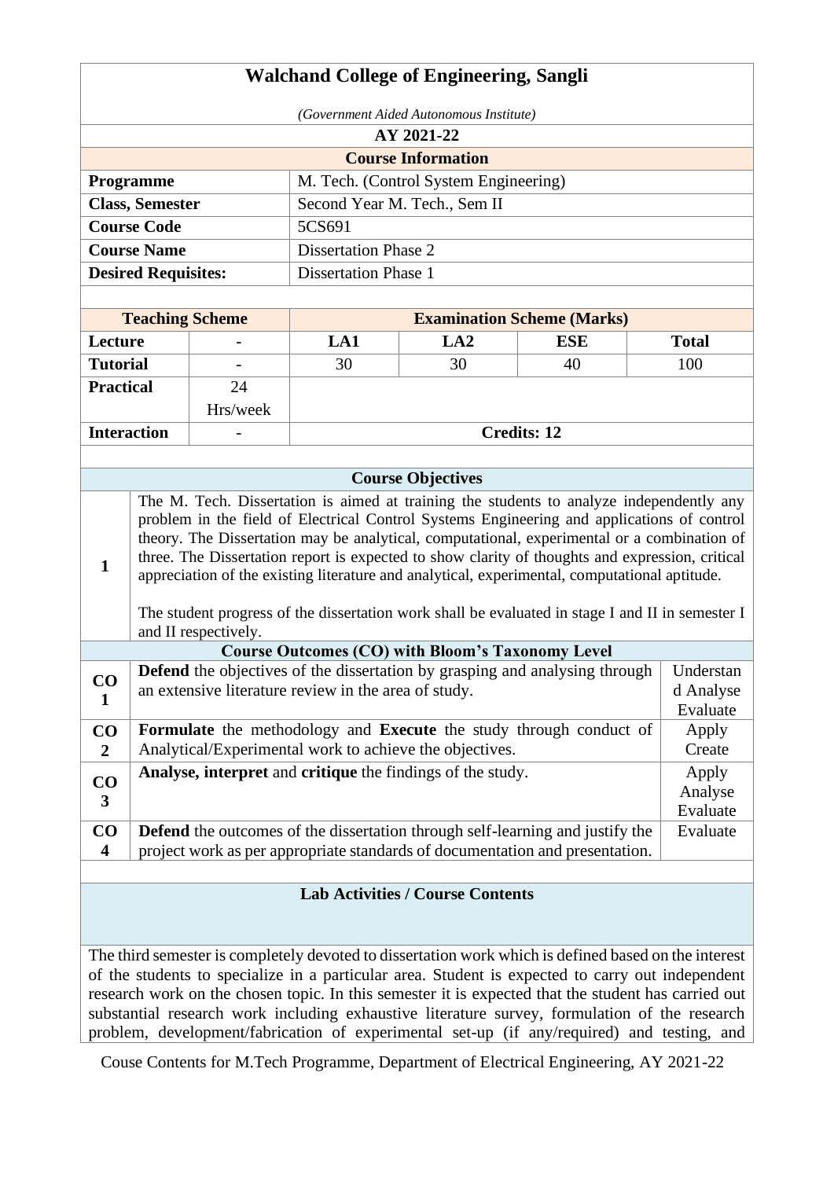# Walchand College of Engineering, Sangli

*(Government Aided Autonomous Institute)*

**AY 2021-22**

## Course Information

| | |
|---|---|
| **Programme** | M. Tech. (Control System Engineering) |
| **Class, Semester** | Second Year M. Tech., Sem II |
| **Course Code** | 5CS691 |
| **Course Name** | Dissertation Phase 2 |
| **Desired Requisites:** | Dissertation Phase 1 |

| **Teaching Scheme** | | **Examination Scheme (Marks)** | | | |
|---|---|---|---|---|---|
| **Lecture** | - | **LA1** | **LA2** | **ESE** | **Total** |
| **Tutorial** | - | 30 | 30 | 40 | 100 |
| **Practical** | 24 Hrs/week | | | | |
| **Interaction** | - | **Credits: 12** | | | |

## Course Objectives

| | |
|---|---|
| 1 | The M. Tech. Dissertation is aimed at training the students to analyze independently any problem in the field of Electrical Control Systems Engineering and applications of control theory. The Dissertation may be analytical, computational, experimental or a combination of three. The Dissertation report is expected to show clarity of thoughts and expression, critical appreciation of the existing literature and analytical, experimental, computational aptitude.<br><br>The student progress of the dissertation work shall be evaluated in stage I and II in semester I and II respectively. |

## Course Outcomes (CO) with Bloom's Taxonomy Level

| | | |
|---|---|---|
| **CO 1** | **Defend** the objectives of the dissertation by grasping and analysing through an extensive literature review in the area of study. | Understand Analyse Evaluate |
| **CO 2** | **Formulate** the methodology and **Execute** the study through conduct of Analytical/Experimental work to achieve the objectives. | Apply Create |
| **CO 3** | **Analyse, interpret** and **critique** the findings of the study. | Apply Analyse Evaluate |
| **CO 4** | **Defend** the outcomes of the dissertation through self-learning and justify the project work as per appropriate standards of documentation and presentation. | Evaluate |

## Lab Activities / Course Contents

The third semester is completely devoted to dissertation work which is defined based on the interest of the students to specialize in a particular area. Student is expected to carry out independent research work on the chosen topic. In this semester it is expected that the student has carried out substantial research work including exhaustive literature survey, formulation of the research problem, development/fabrication of experimental set-up (if any/required) and testing, and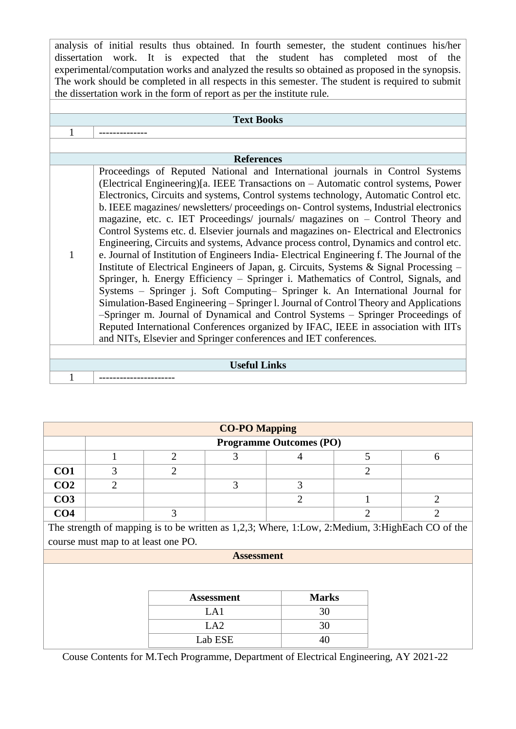analysis of initial results thus obtained. In fourth semester, the student continues his/her dissertation work. It is expected that the student has completed most of the experimental/computation works and analyzed the results so obtained as proposed in the synopsis. The work should be completed in all respects in this semester. The student is required to submit the dissertation work in the form of report as per the institute rule.

| Text Books | |
|---|---|
| 1 | -------------- |

| References | |
|---|---|
| 1 | Proceedings of Reputed National and International journals in Control Systems (Electrical Engineering)[a. IEEE Transactions on – Automatic control systems, Power Electronics, Circuits and systems, Control systems technology, Automatic Control etc. b. IEEE magazines/ newsletters/ proceedings on- Control systems, Industrial electronics magazine, etc. c. IET Proceedings/ journals/ magazines on – Control Theory and Control Systems etc. d. Elsevier journals and magazines on- Electrical and Electronics Engineering, Circuits and systems, Advance process control, Dynamics and control etc. e. Journal of Institution of Engineers India- Electrical Engineering f. The Journal of the Institute of Electrical Engineers of Japan, g. Circuits, Systems & Signal Processing – Springer, h. Energy Efficiency – Springer i. Mathematics of Control, Signals, and Systems – Springer j. Soft Computing– Springer k. An International Journal for Simulation-Based Engineering – Springer l. Journal of Control Theory and Applications –Springer m. Journal of Dynamical and Control Systems – Springer Proceedings of Reputed International Conferences organized by IFAC, IEEE in association with IITs and NITs, Elsevier and Springer conferences and IET conferences. |

| Useful Links | |
|---|---|
| 1 | --------------------- |

**CO-PO Mapping**

| | Programme Outcomes (PO) | | | | | |
|---|---|---|---|---|---|---|
| | 1 | 2 | 3 | 4 | 5 | 6 |
| **CO1** | 3 | 2 | | | 2 | |
| **CO2** | 2 | | 3 | 3 | | |
| **CO3** | | | | 2 | 1 | 2 |
| **CO4** | | 3 | | | 2 | 2 |

The strength of mapping is to be written as 1,2,3; Where, 1:Low, 2:Medium, 3:HighEach CO of the course must map to at least one PO.

**Assessment**

| Assessment | Marks |
|---|---|
| LA1 | 30 |
| LA2 | 30 |
| Lab ESE | 40 |

Couse Contents for M.Tech Programme, Department of Electrical Engineering, AY 2021-22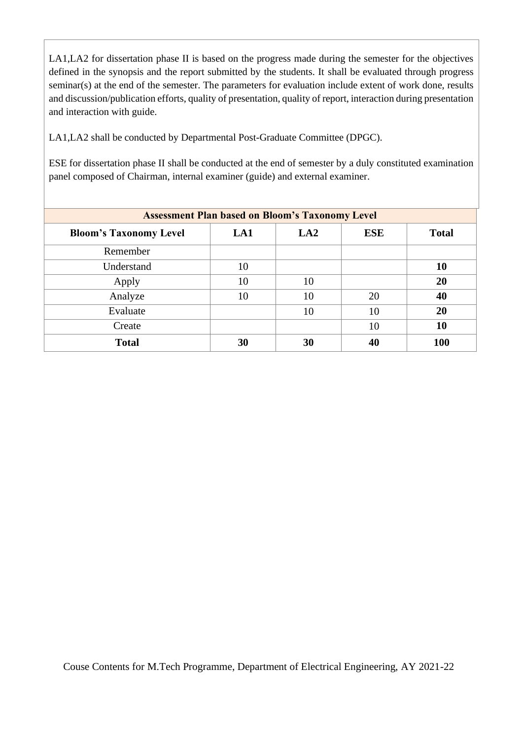LA1,LA2 for dissertation phase II is based on the progress made during the semester for the objectives defined in the synopsis and the report submitted by the students. It shall be evaluated through progress seminar(s) at the end of the semester. The parameters for evaluation include extent of work done, results and discussion/publication efforts, quality of presentation, quality of report, interaction during presentation and interaction with guide.

LA1,LA2 shall be conducted by Departmental Post-Graduate Committee (DPGC).

ESE for dissertation phase II shall be conducted at the end of semester by a duly constituted examination panel composed of Chairman, internal examiner (guide) and external examiner.

| **Assessment Plan based on Bloom's Taxonomy Level** | | | | |
|---|---|---|---|---|
| **Bloom's Taxonomy Level** | **LA1** | **LA2** | **ESE** | **Total** |
| Remember | | | | |
| Understand | 10 | | | **10** |
| Apply | 10 | 10 | | **20** |
| Analyze | 10 | 10 | 20 | **40** |
| Evaluate | | 10 | 10 | **20** |
| Create | | | 10 | **10** |
| **Total** | **30** | **30** | **40** | **100** |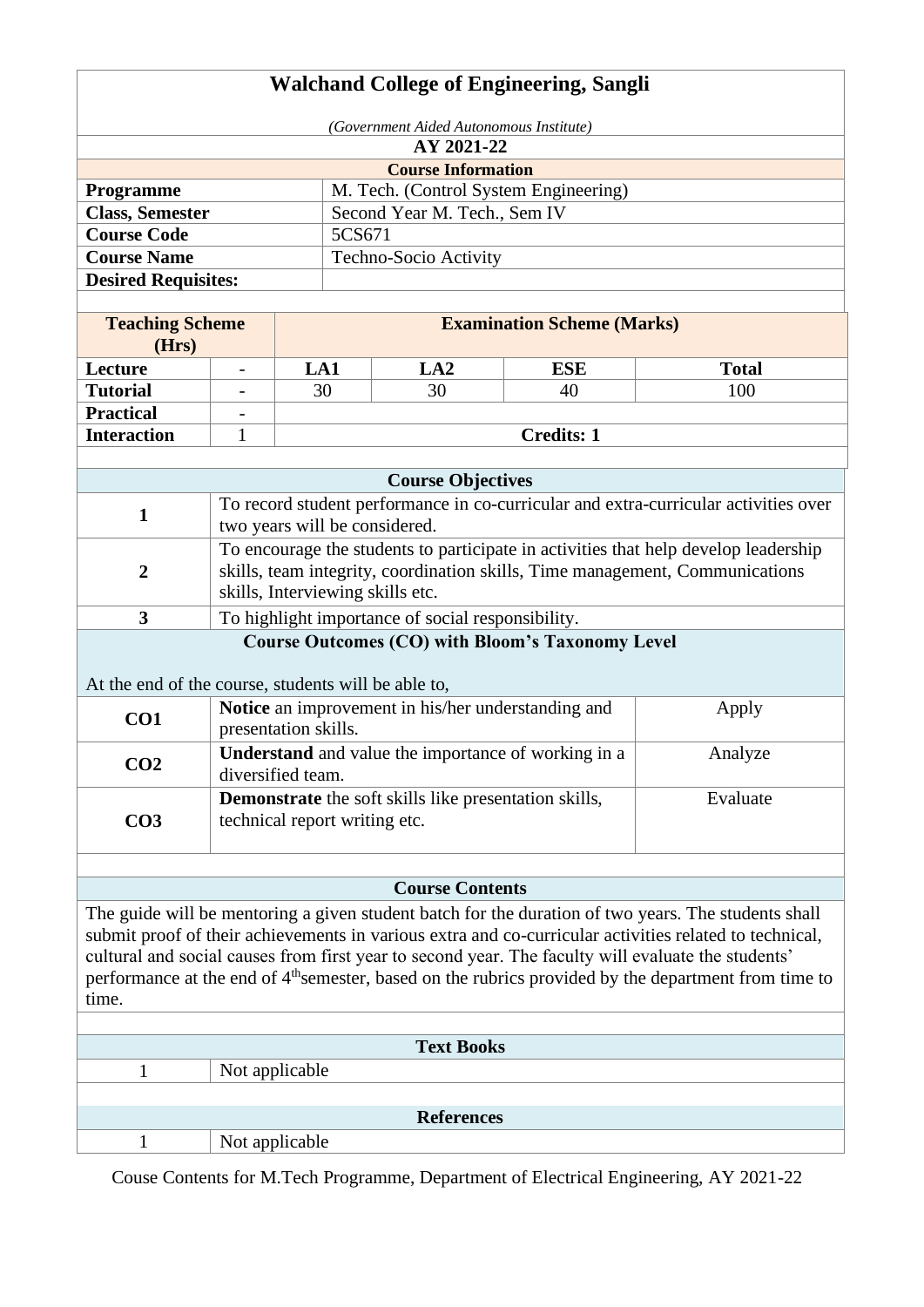# Walchand College of Engineering, Sangli

*(Government Aided Autonomous Institute)*

**AY 2021-22**

**Course Information**

| | |
|---|---|
| **Programme** | M. Tech. (Control System Engineering) |
| **Class, Semester** | Second Year M. Tech., Sem IV |
| **Course Code** | 5CS671 |
| **Course Name** | Techno-Socio Activity |
| **Desired Requisites:** | |

| **Teaching Scheme (Hrs)** | | **Examination Scheme (Marks)** | | | |
|---|---|---|---|---|---|
| **Lecture** | - | **LA1** | **LA2** | **ESE** | **Total** |
| **Tutorial** | - | 30 | 30 | 40 | 100 |
| **Practical** | - | | | | |
| **Interaction** | 1 | **Credits: 1** | | | |

**Course Objectives**

| | |
|---|---|
| **1** | To record student performance in co-curricular and extra-curricular activities over two years will be considered. |
| **2** | To encourage the students to participate in activities that help develop leadership skills, team integrity, coordination skills, Time management, Communications skills, Interviewing skills etc. |
| **3** | To highlight importance of social responsibility. |

**Course Outcomes (CO) with Bloom's Taxonomy Level**

At the end of the course, students will be able to,

| | | |
|---|---|---|
| **CO1** | **Notice** an improvement in his/her understanding and presentation skills. | Apply |
| **CO2** | **Understand** and value the importance of working in a diversified team. | Analyze |
| **CO3** | **Demonstrate** the soft skills like presentation skills, technical report writing etc. | Evaluate |

**Course Contents**

The guide will be mentoring a given student batch for the duration of two years. The students shall submit proof of their achievements in various extra and co-curricular activities related to technical, cultural and social causes from first year to second year. The faculty will evaluate the students' performance at the end of 4th semester, based on the rubrics provided by the department from time to time.

**Text Books**

| | |
|---|---|
| 1 | Not applicable |

**References**

| | |
|---|---|
| 1 | Not applicable |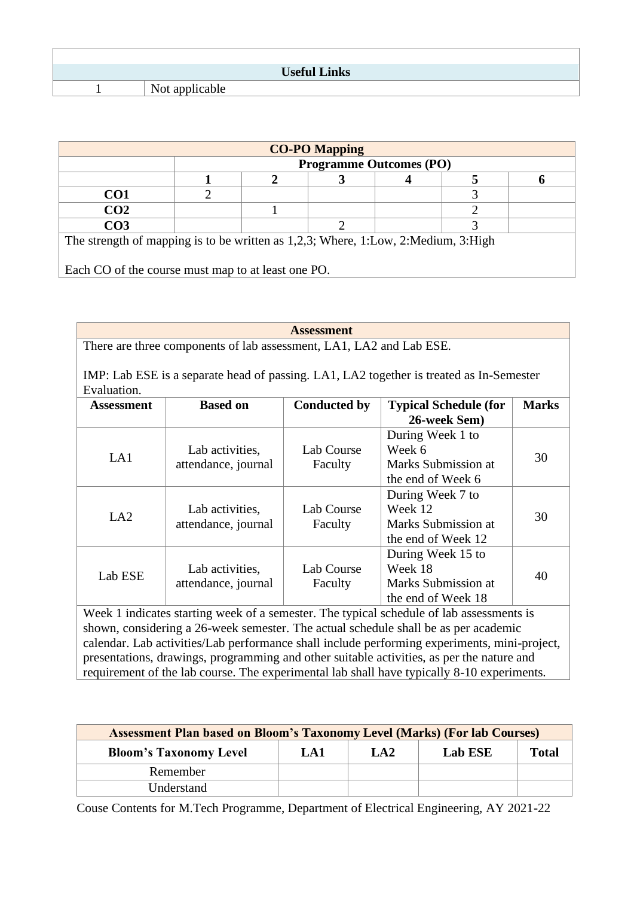| Useful Links | |
|---|---|
| 1 | Not applicable |

| CO-PO Mapping | | | | | | |
|---|---|---|---|---|---|---|
| | Programme Outcomes (PO) | | | | | |
| | **1** | **2** | **3** | **4** | **5** | **6** |
| **CO1** | 2 | | | | 3 | |
| **CO2** | | 1 | | | 2 | |
| **CO3** | | | 2 | | 3 | |

The strength of mapping is to be written as 1,2,3; Where, 1:Low, 2:Medium, 3:High

Each CO of the course must map to at least one PO.

**Assessment**

There are three components of lab assessment, LA1, LA2 and Lab ESE.

IMP: Lab ESE is a separate head of passing. LA1, LA2 together is treated as In-Semester Evaluation.

| Assessment | Based on | Conducted by | Typical Schedule (for 26-week Sem) | Marks |
|---|---|---|---|---|
| LA1 | Lab activities, attendance, journal | Lab Course Faculty | During Week 1 to Week 6<br>Marks Submission at the end of Week 6 | 30 |
| LA2 | Lab activities, attendance, journal | Lab Course Faculty | During Week 7 to Week 12<br>Marks Submission at the end of Week 12 | 30 |
| Lab ESE | Lab activities, attendance, journal | Lab Course Faculty | During Week 15 to Week 18<br>Marks Submission at the end of Week 18 | 40 |

Week 1 indicates starting week of a semester. The typical schedule of lab assessments is shown, considering a 26-week semester. The actual schedule shall be as per academic calendar. Lab activities/Lab performance shall include performing experiments, mini-project, presentations, drawings, programming and other suitable activities, as per the nature and requirement of the lab course. The experimental lab shall have typically 8-10 experiments.

**Assessment Plan based on Bloom's Taxonomy Level (Marks) (For lab Courses)**

| Bloom's Taxonomy Level | LA1 | LA2 | Lab ESE | Total |
|---|---|---|---|---|
| Remember | | | | |
| Understand | | | | |

Couse Contents for M.Tech Programme, Department of Electrical Engineering, AY 2021-22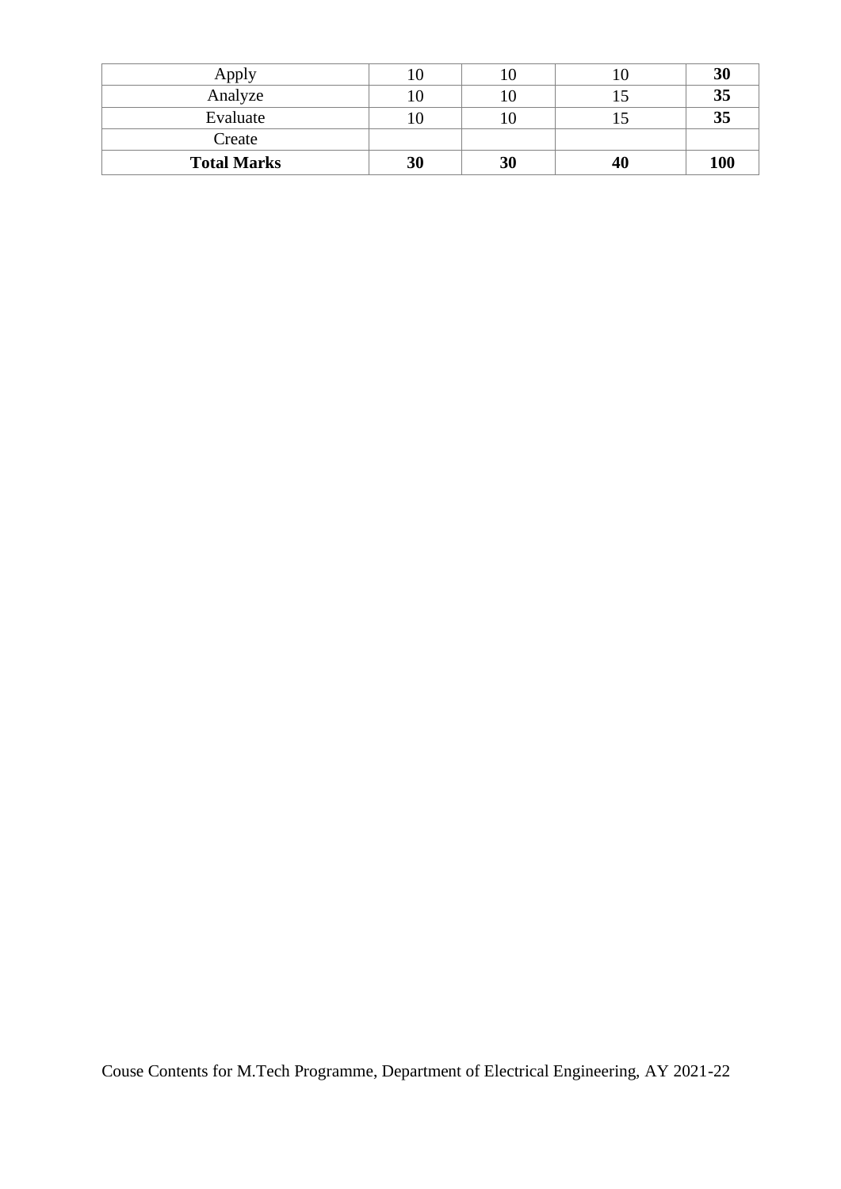| Apply | 10 | 10 | 10 | **30** |
|---|---|---|---|---|
| Analyze | 10 | 10 | 15 | **35** |
| Evaluate | 10 | 10 | 15 | **35** |
| Create | | | | |
| **Total Marks** | **30** | **30** | **40** | **100** |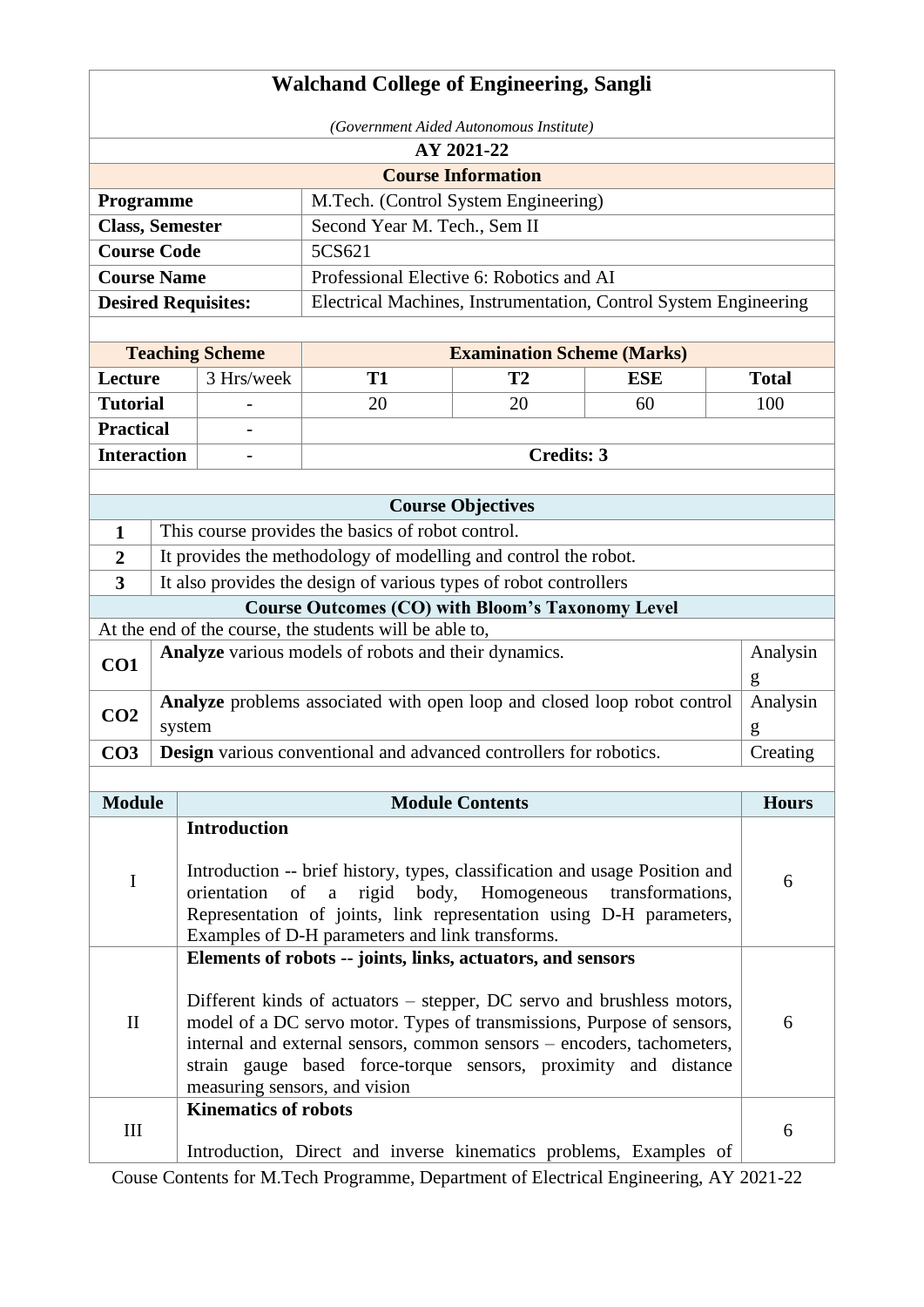# Walchand College of Engineering, Sangli

*(Government Aided Autonomous Institute)*

**AY 2021-22**

## Course Information

| | |
|---|---|
| **Programme** | M.Tech. (Control System Engineering) |
| **Class, Semester** | Second Year M. Tech., Sem II |
| **Course Code** | 5CS621 |
| **Course Name** | Professional Elective 6: Robotics and AI |
| **Desired Requisites:** | Electrical Machines, Instrumentation, Control System Engineering |

| Teaching Scheme | | Examination Scheme (Marks) | | | |
|---|---|---|---|---|---|
| **Lecture** | 3 Hrs/week | **T1** | **T2** | **ESE** | **Total** |
| **Tutorial** | - | 20 | 20 | 60 | 100 |
| **Practical** | - | | | | |
| **Interaction** | - | **Credits: 3** | | | |

## Course Objectives

| | |
|---|---|
| **1** | This course provides the basics of robot control. |
| **2** | It provides the methodology of modelling and control the robot. |
| **3** | It also provides the design of various types of robot controllers |

## Course Outcomes (CO) with Bloom's Taxonomy Level

At the end of the course, the students will be able to,

| | | |
|---|---|---|
| **CO1** | **Analyze** various models of robots and their dynamics. | Analysing |
| **CO2** | **Analyze** problems associated with open loop and closed loop robot control system | Analysing |
| **CO3** | **Design** various conventional and advanced controllers for robotics. | Creating |

| Module | Module Contents | Hours |
|---|---|---|
| I | **Introduction**<br><br>Introduction -- brief history, types, classification and usage Position and orientation of a rigid body, Homogeneous transformations, Representation of joints, link representation using D-H parameters, Examples of D-H parameters and link transforms. | 6 |
| II | **Elements of robots -- joints, links, actuators, and sensors**<br><br>Different kinds of actuators – stepper, DC servo and brushless motors, model of a DC servo motor. Types of transmissions, Purpose of sensors, internal and external sensors, common sensors – encoders, tachometers, strain gauge based force-torque sensors, proximity and distance measuring sensors, and vision | 6 |
| III | **Kinematics of robots**<br><br>Introduction, Direct and inverse kinematics problems, Examples of | 6 |

Couse Contents for M.Tech Programme, Department of Electrical Engineering, AY 2021-22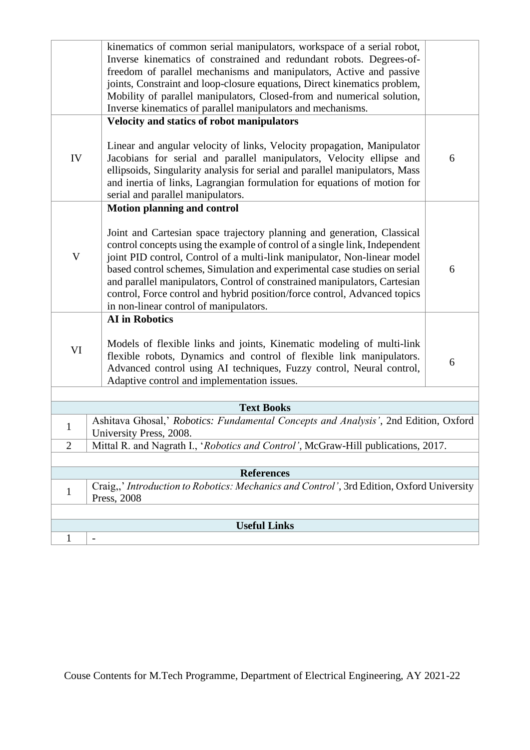| | | |
|---|---|---|
| | kinematics of common serial manipulators, workspace of a serial robot, Inverse kinematics of constrained and redundant robots. Degrees-of-freedom of parallel mechanisms and manipulators, Active and passive joints, Constraint and loop-closure equations, Direct kinematics problem, Mobility of parallel manipulators, Closed-from and numerical solution, Inverse kinematics of parallel manipulators and mechanisms. | |
| IV | **Velocity and statics of robot manipulators**<br><br>Linear and angular velocity of links, Velocity propagation, Manipulator Jacobians for serial and parallel manipulators, Velocity ellipse and ellipsoids, Singularity analysis for serial and parallel manipulators, Mass and inertia of links, Lagrangian formulation for equations of motion for serial and parallel manipulators. | 6 |
| V | **Motion planning and control**<br><br>Joint and Cartesian space trajectory planning and generation, Classical control concepts using the example of control of a single link, Independent joint PID control, Control of a multi-link manipulator, Non-linear model based control schemes, Simulation and experimental case studies on serial and parallel manipulators, Control of constrained manipulators, Cartesian control, Force control and hybrid position/force control, Advanced topics in non-linear control of manipulators. | 6 |
| VI | **AI in Robotics**<br><br>Models of flexible links and joints, Kinematic modeling of multi-link flexible robots, Dynamics and control of flexible link manipulators. Advanced control using AI techniques, Fuzzy control, Neural control, Adaptive control and implementation issues. | 6 |

| **Text Books** | |
|---|---|
| 1 | Ashitava Ghosal,' *Robotics: Fundamental Concepts and Analysis'*, 2nd Edition, Oxford University Press, 2008. |
| 2 | Mittal R. and Nagrath I., '*Robotics and Control'*, McGraw-Hill publications, 2017. |

| **References** | |
|---|---|
| 1 | Craig,,' *Introduction to Robotics: Mechanics and Control'*, 3rd Edition, Oxford University Press, 2008 |

| **Useful Links** | |
|---|---|
| 1 | - |

Couse Contents for M.Tech Programme, Department of Electrical Engineering, AY 2021-22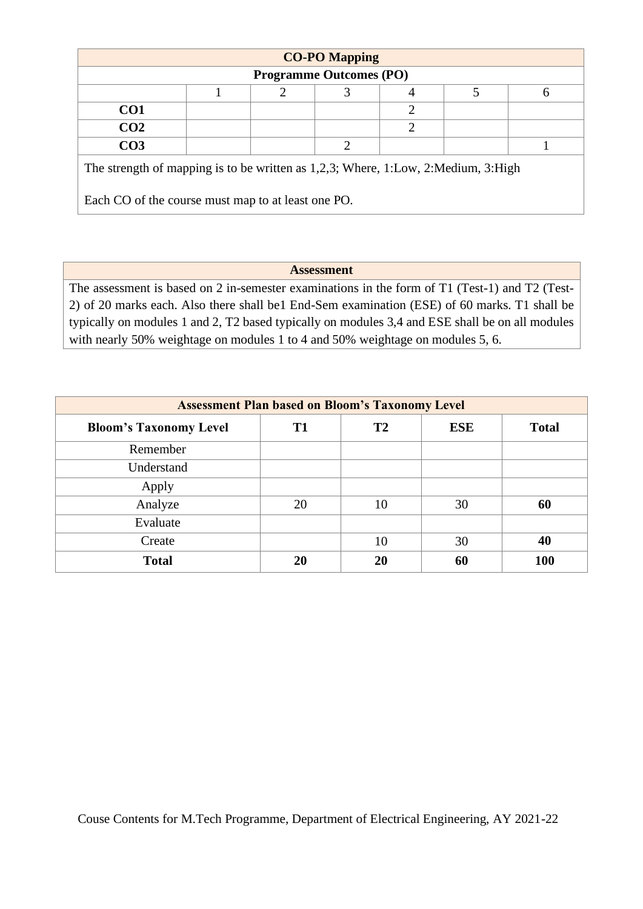| CO-PO Mapping | | | | | | |
|---|---|---|---|---|---|---|
| **Programme Outcomes (PO)** | | | | | | |
| | 1 | 2 | 3 | 4 | 5 | 6 |
| **CO1** | | | | 2 | | |
| **CO2** | | | | 2 | | |
| **CO3** | | | 2 | | | 1 |

The strength of mapping is to be written as 1,2,3; Where, 1:Low, 2:Medium, 3:High

Each CO of the course must map to at least one PO.

**Assessment**

The assessment is based on 2 in-semester examinations in the form of T1 (Test-1) and T2 (Test-2) of 20 marks each. Also there shall be1 End-Sem examination (ESE) of 60 marks. T1 shall be typically on modules 1 and 2, T2 based typically on modules 3,4 and ESE shall be on all modules with nearly 50% weightage on modules 1 to 4 and 50% weightage on modules 5, 6.

**Assessment Plan based on Bloom's Taxonomy Level**

| Bloom's Taxonomy Level | T1 | T2 | ESE | Total |
|---|---|---|---|---|
| Remember | | | | |
| Understand | | | | |
| Apply | | | | |
| Analyze | 20 | 10 | 30 | **60** |
| Evaluate | | | | |
| Create | | 10 | 30 | **40** |
| **Total** | **20** | **20** | **60** | **100** |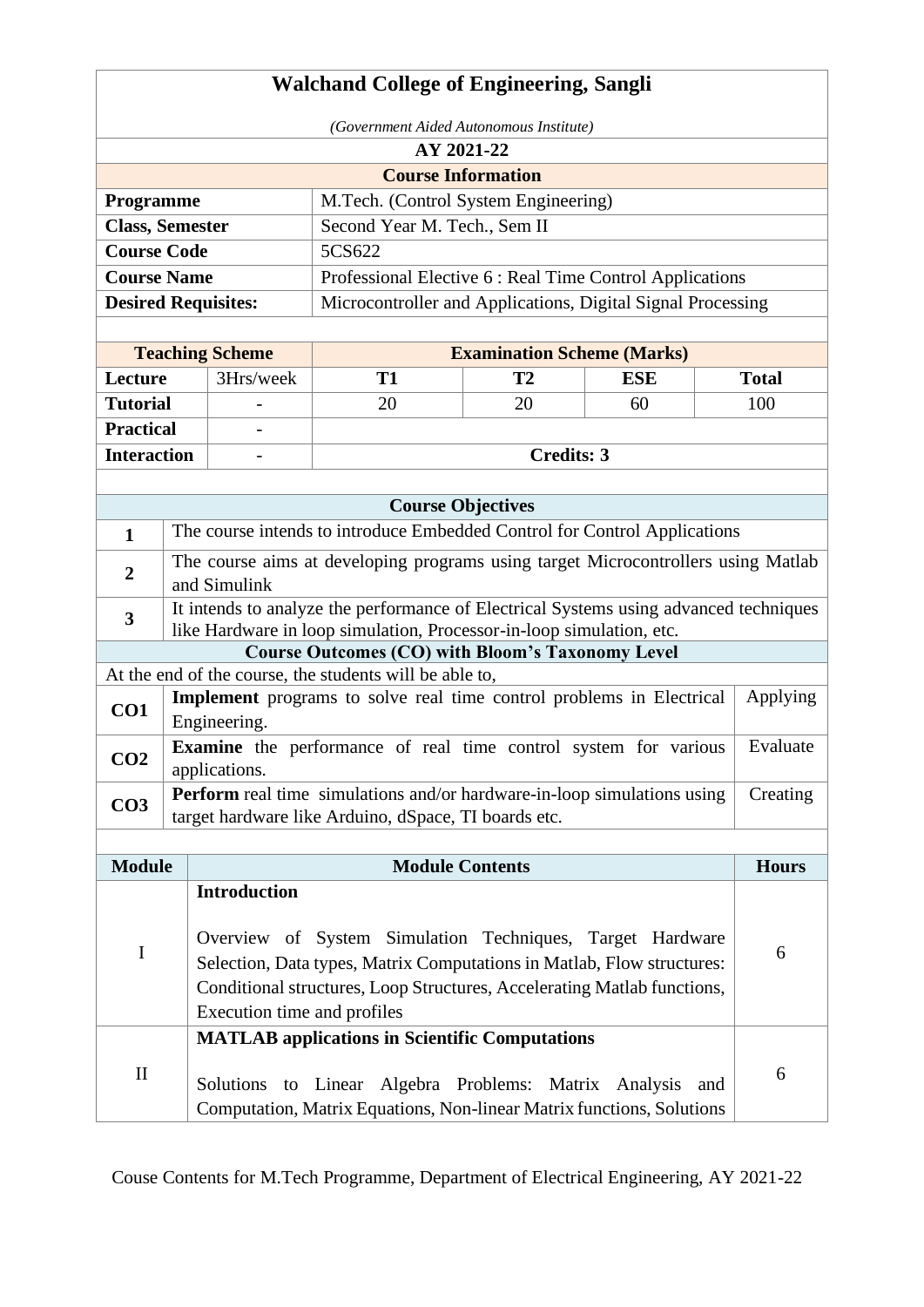# Walchand College of Engineering, Sangli

*(Government Aided Autonomous Institute)*

**AY 2021-22**

## Course Information

| | |
|---|---|
| **Programme** | M.Tech. (Control System Engineering) |
| **Class, Semester** | Second Year M. Tech., Sem II |
| **Course Code** | 5CS622 |
| **Course Name** | Professional Elective 6 : Real Time Control Applications |
| **Desired Requisites:** | Microcontroller and Applications, Digital Signal Processing |

| **Teaching Scheme** | | **Examination Scheme (Marks)** | | | |
|---|---|---|---|---|---|
| **Lecture** | 3Hrs/week | **T1** | **T2** | **ESE** | **Total** |
| **Tutorial** | - | 20 | 20 | 60 | 100 |
| **Practical** | - | | | | |
| **Interaction** | - | **Credits: 3** | | | |

## Course Objectives

| | |
|---|---|
| **1** | The course intends to introduce Embedded Control for Control Applications |
| **2** | The course aims at developing programs using target Microcontrollers using Matlab and Simulink |
| **3** | It intends to analyze the performance of Electrical Systems using advanced techniques like Hardware in loop simulation, Processor-in-loop simulation, etc. |

## Course Outcomes (CO) with Bloom's Taxonomy Level

At the end of the course, the students will be able to,

| | | |
|---|---|---|
| **CO1** | **Implement** programs to solve real time control problems in Electrical Engineering. | Applying |
| **CO2** | **Examine** the performance of real time control system for various applications. | Evaluate |
| **CO3** | **Perform** real time simulations and/or hardware-in-loop simulations using target hardware like Arduino, dSpace, TI boards etc. | Creating |

| Module | Module Contents | Hours |
|---|---|---|
| I | **Introduction**<br><br>Overview of System Simulation Techniques, Target Hardware Selection, Data types, Matrix Computations in Matlab, Flow structures: Conditional structures, Loop Structures, Accelerating Matlab functions, Execution time and profiles | 6 |
| II | **MATLAB applications in Scientific Computations**<br><br>Solutions to Linear Algebra Problems: Matrix Analysis and Computation, Matrix Equations, Non-linear Matrix functions, Solutions | 6 |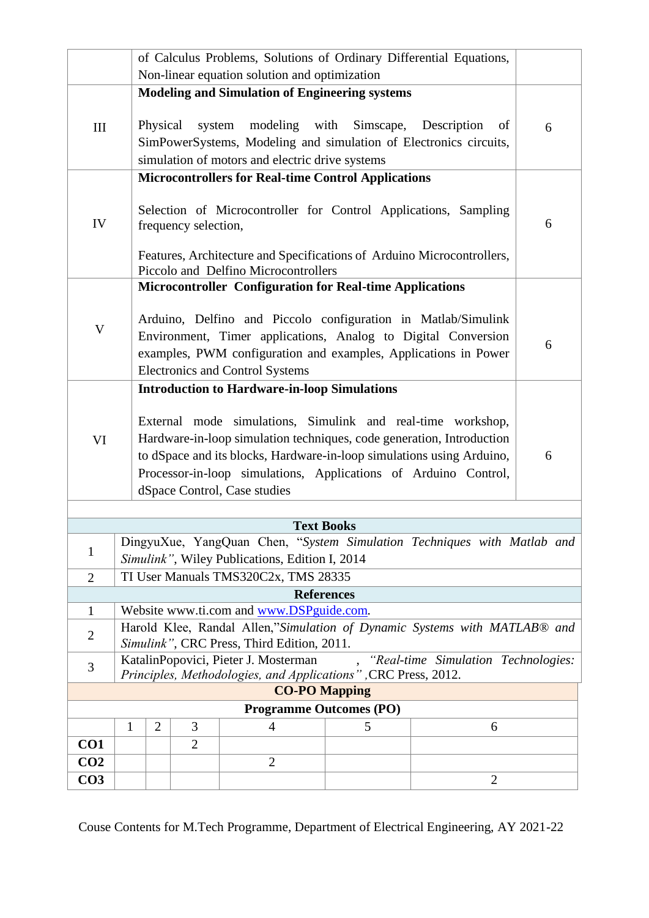| | | |
|---|---|---|
| | of Calculus Problems, Solutions of Ordinary Differential Equations, Non-linear equation solution and optimization | |
| III | **Modeling and Simulation of Engineering systems**<br><br>Physical system modeling with Simscape, Description of SimPowerSystems, Modeling and simulation of Electronics circuits, simulation of motors and electric drive systems | 6 |
| IV | **Microcontrollers for Real-time Control Applications**<br><br>Selection of Microcontroller for Control Applications, Sampling frequency selection,<br><br>Features, Architecture and Specifications of Arduino Microcontrollers, Piccolo and Delfino Microcontrollers | 6 |
| V | **Microcontroller Configuration for Real-time Applications**<br><br>Arduino, Delfino and Piccolo configuration in Matlab/Simulink Environment, Timer applications, Analog to Digital Conversion examples, PWM configuration and examples, Applications in Power Electronics and Control Systems | 6 |
| VI | **Introduction to Hardware-in-loop Simulations**<br><br>External mode simulations, Simulink and real-time workshop, Hardware-in-loop simulation techniques, code generation, Introduction to dSpace and its blocks, Hardware-in-loop simulations using Arduino, Processor-in-loop simulations, Applications of Arduino Control, dSpace Control, Case studies | 6 |

**Text Books**

| | |
|---|---|
| 1 | DingyuXue, YangQuan Chen, "*System Simulation Techniques with Matlab and Simulink"*, Wiley Publications, Edition I, 2014 |
| 2 | TI User Manuals TMS320C2x, TMS 28335 |

**References**

| | |
|---|---|
| 1 | Website www.ti.com and www.DSPguide.com. |
| 2 | Harold Klee, Randal Allen,"*Simulation of Dynamic Systems with MATLAB® and Simulink"*, CRC Press, Third Edition, 2011. |
| 3 | KatalinPopovici, Pieter J. Mosterman , *"Real-time Simulation Technologies: Principles, Methodologies, and Applications"* ,CRC Press, 2012. |

**CO-PO Mapping**

| Programme Outcomes (PO) | | | | | | |
|---|---|---|---|---|---|---|
| | 1 | 2 | 3 | 4 | 5 | 6 |
| **CO1** | | | 2 | | | |
| **CO2** | | | | 2 | | |
| **CO3** | | | | | | 2 |

Couse Contents for M.Tech Programme, Department of Electrical Engineering, AY 2021-22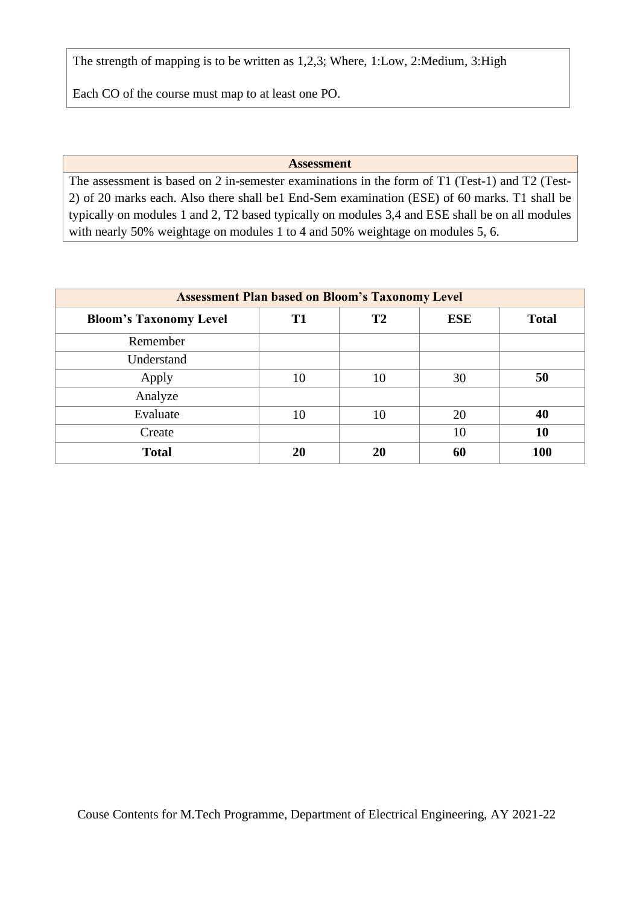The strength of mapping is to be written as 1,2,3; Where, 1:Low, 2:Medium, 3:High

Each CO of the course must map to at least one PO.

| Assessment |
|---|
| The assessment is based on 2 in-semester examinations in the form of T1 (Test-1) and T2 (Test-2) of 20 marks each. Also there shall be1 End-Sem examination (ESE) of 60 marks. T1 shall be typically on modules 1 and 2, T2 based typically on modules 3,4 and ESE shall be on all modules with nearly 50% weightage on modules 1 to 4 and 50% weightage on modules 5, 6. |

**Assessment Plan based on Bloom's Taxonomy Level**

| Bloom's Taxonomy Level | T1 | T2 | ESE | Total |
|---|---|---|---|---|
| Remember | | | | |
| Understand | | | | |
| Apply | 10 | 10 | 30 | **50** |
| Analyze | | | | |
| Evaluate | 10 | 10 | 20 | **40** |
| Create | | | 10 | **10** |
| **Total** | **20** | **20** | **60** | **100** |